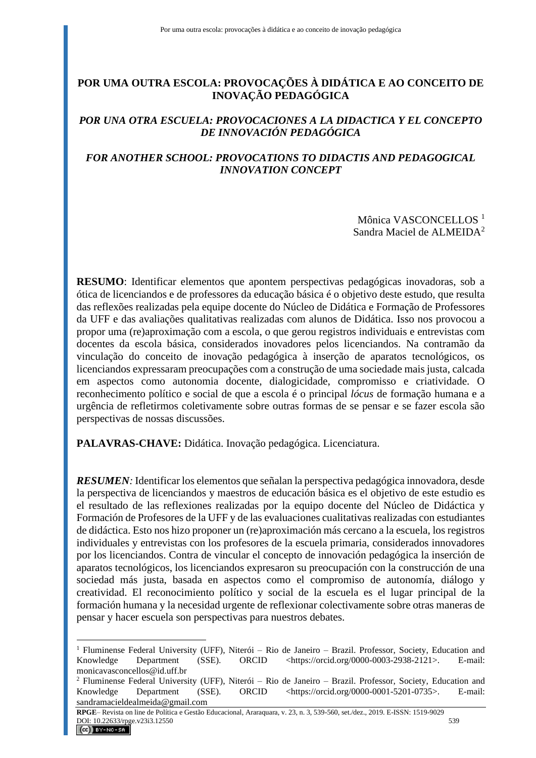# POR UMA OUTRA ESCOLA: PROVOCAÇÕES À DIDÁTICA E AO CONCEITO DE INOVAÇÃO PEDAGÓGICA

## *POR UNA OTRA ESCUELA: PROVOCACIONES A LA DIDACTICA Y EL CONCEPTO DE INNOVACIÓN PEDAGÓGICA*

## *FOR ANOTHER SCHOOL: PROVOCATIONS TO DIDACTIS AND PEDAGOGICAL INNOVATION CONCEPT*

Mônica VASCONCELLOS [1]
Sandra Maciel de ALMEIDA[2]

**RESUMO**: Identificar elementos que apontem perspectivas pedagógicas inovadoras, sob a ótica de licenciandos e de professores da educação básica é o objetivo deste estudo, que resulta das reflexões realizadas pela equipe docente do Núcleo de Didática e Formação de Professores da UFF e das avaliações qualitativas realizadas com alunos de Didática. Isso nos provocou a propor uma (re)aproximação com a escola, o que gerou registros individuais e entrevistas com docentes da escola básica, considerados inovadores pelos licenciandos. Na contramão da vinculação do conceito de inovação pedagógica à inserção de aparatos tecnológicos, os licenciandos expressaram preocupações com a construção de uma sociedade mais justa, calcada em aspectos como autonomia docente, dialogicidade, compromisso e criatividade. O reconhecimento político e social de que a escola é o principal *lócus* de formação humana e a urgência de refletirmos coletivamente sobre outras formas de se pensar e se fazer escola são perspectivas de nossas discussões.

**PALAVRAS-CHAVE:** Didática. Inovação pedagógica. Licenciatura.

***RESUMEN****:* Identificar los elementos que señalan la perspectiva pedagógica innovadora, desde la perspectiva de licenciandos y maestros de educación básica es el objetivo de este estudio es el resultado de las reflexiones realizadas por la equipe docente del Núcleo de Didáctica y Formación de Profesores de la UFF y de las evaluaciones cualitativas realizadas con estudiantes de didáctica. Esto nos hizo proponer un (re)aproximación más cercano a la escuela, los registros individuales y entrevistas con los profesores de la escuela primaria, considerados innovadores por los licenciandos. Contra de vincular el concepto de innovación pedagógica la inserción de aparatos tecnológicos, los licenciandos expresaron su preocupación con la construcción de una sociedad más justa, basada en aspectos como el compromiso de autonomía, diálogo y creatividad. El reconocimiento político y social de la escuela es el lugar principal de la formación humana y la necesidad urgente de reflexionar colectivamente sobre otras maneras de pensar y hacer escuela son perspectivas para nuestros debates.

---

[1] Fluminense Federal University (UFF), Niterói – Rio de Janeiro – Brazil. Professor, Society, Education and Knowledge Department (SSE). ORCID <https://orcid.org/0000-0003-2938-2121>. E-mail: monicavasconcellos@id.uff.br

[2] Fluminense Federal University (UFF), Niterói – Rio de Janeiro – Brazil. Professor, Society, Education and Knowledge Department (SSE). ORCID <https://orcid.org/0000-0001-5201-0735>. E-mail: sandramacieldealmeida@gmail.com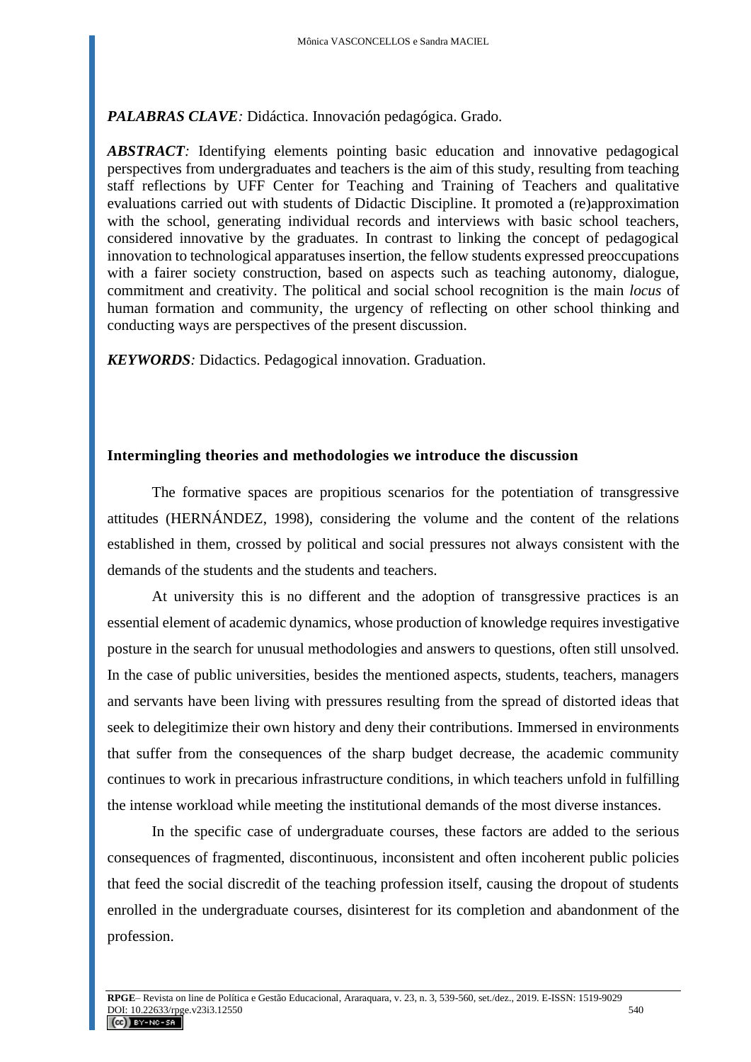***PALABRAS CLAVE**:* Didáctica. Innovación pedagógica. Grado.

***ABSTRACT**:* Identifying elements pointing basic education and innovative pedagogical perspectives from undergraduates and teachers is the aim of this study, resulting from teaching staff reflections by UFF Center for Teaching and Training of Teachers and qualitative evaluations carried out with students of Didactic Discipline. It promoted a (re)approximation with the school, generating individual records and interviews with basic school teachers, considered innovative by the graduates. In contrast to linking the concept of pedagogical innovation to technological apparatuses insertion, the fellow students expressed preoccupations with a fairer society construction, based on aspects such as teaching autonomy, dialogue, commitment and creativity. The political and social school recognition is the main *locus* of human formation and community, the urgency of reflecting on other school thinking and conducting ways are perspectives of the present discussion.

***KEYWORDS**:* Didactics. Pedagogical innovation. Graduation.

## Intermingling theories and methodologies we introduce the discussion

The formative spaces are propitious scenarios for the potentiation of transgressive attitudes (HERNÁNDEZ, 1998), considering the volume and the content of the relations established in them, crossed by political and social pressures not always consistent with the demands of the students and the students and teachers.

At university this is no different and the adoption of transgressive practices is an essential element of academic dynamics, whose production of knowledge requires investigative posture in the search for unusual methodologies and answers to questions, often still unsolved. In the case of public universities, besides the mentioned aspects, students, teachers, managers and servants have been living with pressures resulting from the spread of distorted ideas that seek to delegitimize their own history and deny their contributions. Immersed in environments that suffer from the consequences of the sharp budget decrease, the academic community continues to work in precarious infrastructure conditions, in which teachers unfold in fulfilling the intense workload while meeting the institutional demands of the most diverse instances.

In the specific case of undergraduate courses, these factors are added to the serious consequences of fragmented, discontinuous, inconsistent and often incoherent public policies that feed the social discredit of the teaching profession itself, causing the dropout of students enrolled in the undergraduate courses, disinterest for its completion and abandonment of the profession.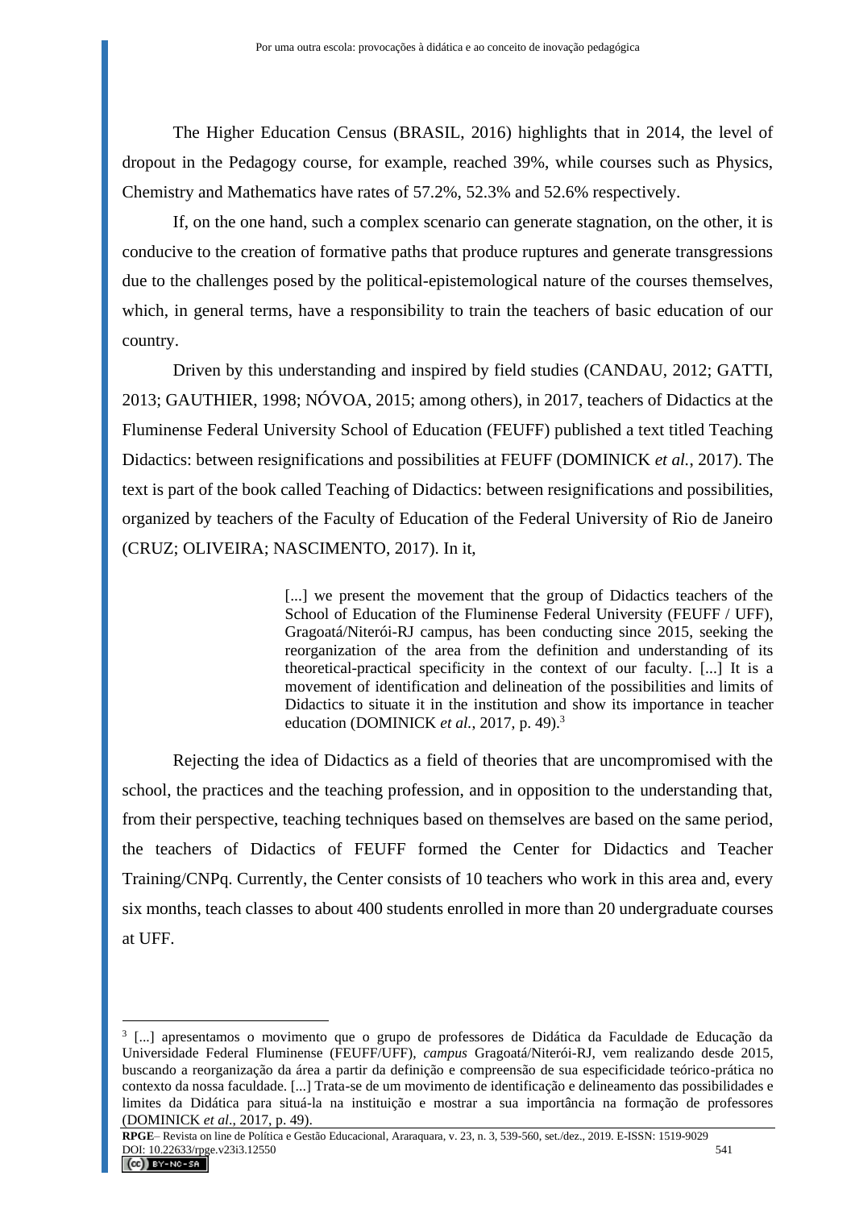The Higher Education Census (BRASIL, 2016) highlights that in 2014, the level of dropout in the Pedagogy course, for example, reached 39%, while courses such as Physics, Chemistry and Mathematics have rates of 57.2%, 52.3% and 52.6% respectively.

If, on the one hand, such a complex scenario can generate stagnation, on the other, it is conducive to the creation of formative paths that produce ruptures and generate transgressions due to the challenges posed by the political-epistemological nature of the courses themselves, which, in general terms, have a responsibility to train the teachers of basic education of our country.

Driven by this understanding and inspired by field studies (CANDAU, 2012; GATTI, 2013; GAUTHIER, 1998; NÓVOA, 2015; among others), in 2017, teachers of Didactics at the Fluminense Federal University School of Education (FEUFF) published a text titled Teaching Didactics: between resignifications and possibilities at FEUFF (DOMINICK *et al.*, 2017). The text is part of the book called Teaching of Didactics: between resignifications and possibilities, organized by teachers of the Faculty of Education of the Federal University of Rio de Janeiro (CRUZ; OLIVEIRA; NASCIMENTO, 2017). In it,

> [...] we present the movement that the group of Didactics teachers of the School of Education of the Fluminense Federal University (FEUFF / UFF), Gragoatá/Niterói-RJ campus, has been conducting since 2015, seeking the reorganization of the area from the definition and understanding of its theoretical-practical specificity in the context of our faculty. [...] It is a movement of identification and delineation of the possibilities and limits of Didactics to situate it in the institution and show its importance in teacher education (DOMINICK *et al.*, 2017, p. 49).[3]

Rejecting the idea of Didactics as a field of theories that are uncompromised with the school, the practices and the teaching profession, and in opposition to the understanding that, from their perspective, teaching techniques based on themselves are based on the same period, the teachers of Didactics of FEUFF formed the Center for Didactics and Teacher Training/CNPq. Currently, the Center consists of 10 teachers who work in this area and, every six months, teach classes to about 400 students enrolled in more than 20 undergraduate courses at UFF.

---

[3] [...] apresentamos o movimento que o grupo de professores de Didática da Faculdade de Educação da Universidade Federal Fluminense (FEUFF/UFF), *campus* Gragoatá/Niterói-RJ, vem realizando desde 2015, buscando a reorganização da área a partir da definição e compreensão de sua especificidade teórico-prática no contexto da nossa faculdade. [...] Trata-se de um movimento de identificação e delineamento das possibilidades e limites da Didática para situá-la na instituição e mostrar a sua importância na formação de professores (DOMINICK *et al.*, 2017, p. 49).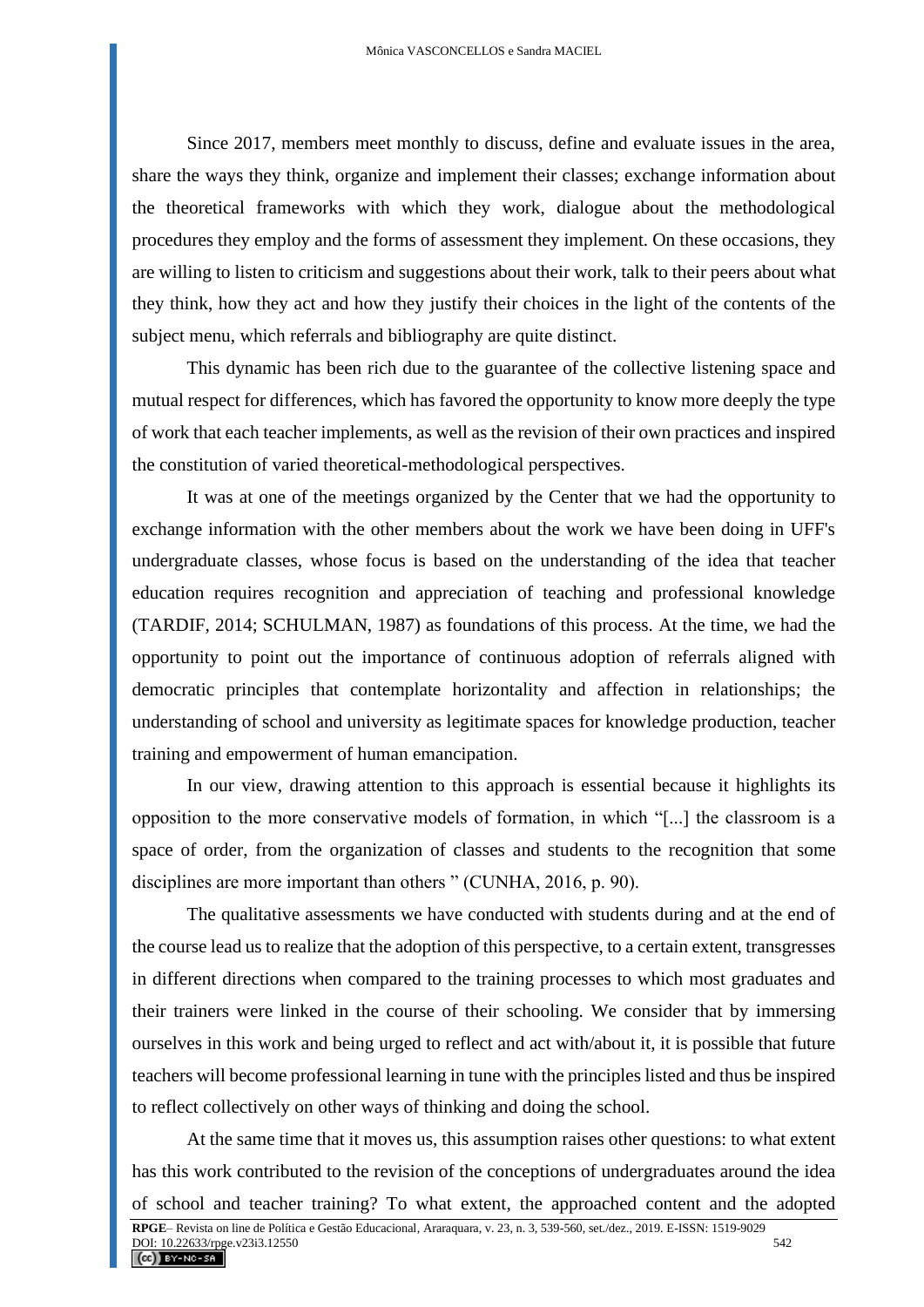Since 2017, members meet monthly to discuss, define and evaluate issues in the area, share the ways they think, organize and implement their classes; exchange information about the theoretical frameworks with which they work, dialogue about the methodological procedures they employ and the forms of assessment they implement. On these occasions, they are willing to listen to criticism and suggestions about their work, talk to their peers about what they think, how they act and how they justify their choices in the light of the contents of the subject menu, which referrals and bibliography are quite distinct.

This dynamic has been rich due to the guarantee of the collective listening space and mutual respect for differences, which has favored the opportunity to know more deeply the type of work that each teacher implements, as well as the revision of their own practices and inspired the constitution of varied theoretical-methodological perspectives.

It was at one of the meetings organized by the Center that we had the opportunity to exchange information with the other members about the work we have been doing in UFF's undergraduate classes, whose focus is based on the understanding of the idea that teacher education requires recognition and appreciation of teaching and professional knowledge (TARDIF, 2014; SCHULMAN, 1987) as foundations of this process. At the time, we had the opportunity to point out the importance of continuous adoption of referrals aligned with democratic principles that contemplate horizontality and affection in relationships; the understanding of school and university as legitimate spaces for knowledge production, teacher training and empowerment of human emancipation.

In our view, drawing attention to this approach is essential because it highlights its opposition to the more conservative models of formation, in which "[...] the classroom is a space of order, from the organization of classes and students to the recognition that some disciplines are more important than others " (CUNHA, 2016, p. 90).

The qualitative assessments we have conducted with students during and at the end of the course lead us to realize that the adoption of this perspective, to a certain extent, transgresses in different directions when compared to the training processes to which most graduates and their trainers were linked in the course of their schooling. We consider that by immersing ourselves in this work and being urged to reflect and act with/about it, it is possible that future teachers will become professional learning in tune with the principles listed and thus be inspired to reflect collectively on other ways of thinking and doing the school.

At the same time that it moves us, this assumption raises other questions: to what extent has this work contributed to the revision of the conceptions of undergraduates around the idea of school and teacher training? To what extent, the approached content and the adopted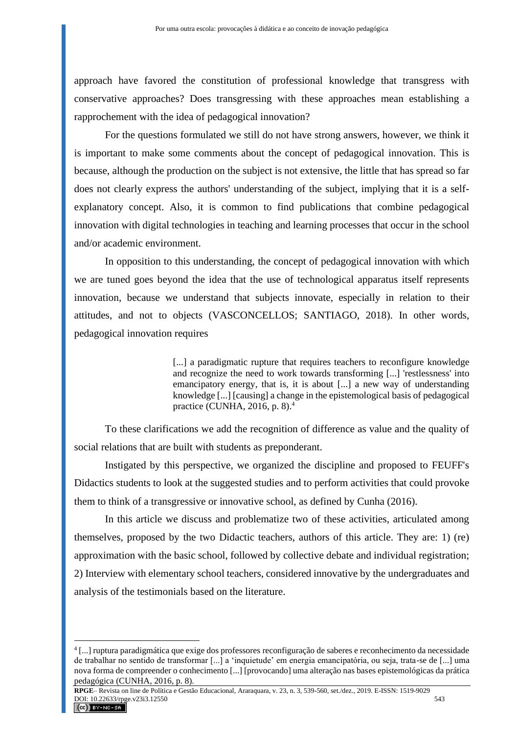approach have favored the constitution of professional knowledge that transgress with conservative approaches? Does transgressing with these approaches mean establishing a rapprochement with the idea of pedagogical innovation?

For the questions formulated we still do not have strong answers, however, we think it is important to make some comments about the concept of pedagogical innovation. This is because, although the production on the subject is not extensive, the little that has spread so far does not clearly express the authors' understanding of the subject, implying that it is a self-explanatory concept. Also, it is common to find publications that combine pedagogical innovation with digital technologies in teaching and learning processes that occur in the school and/or academic environment.

In opposition to this understanding, the concept of pedagogical innovation with which we are tuned goes beyond the idea that the use of technological apparatus itself represents innovation, because we understand that subjects innovate, especially in relation to their attitudes, and not to objects (VASCONCELLOS; SANTIAGO, 2018). In other words, pedagogical innovation requires

> [...] a paradigmatic rupture that requires teachers to reconfigure knowledge and recognize the need to work towards transforming [...] 'restlessness' into emancipatory energy, that is, it is about [...] a new way of understanding knowledge [...] [causing] a change in the epistemological basis of pedagogical practice (CUNHA, 2016, p. 8).[4]

To these clarifications we add the recognition of difference as value and the quality of social relations that are built with students as preponderant.

Instigated by this perspective, we organized the discipline and proposed to FEUFF's Didactics students to look at the suggested studies and to perform activities that could provoke them to think of a transgressive or innovative school, as defined by Cunha (2016).

In this article we discuss and problematize two of these activities, articulated among themselves, proposed by the two Didactic teachers, authors of this article. They are: 1) (re) approximation with the basic school, followed by collective debate and individual registration; 2) Interview with elementary school teachers, considered innovative by the undergraduates and analysis of the testimonials based on the literature.

---

[4] [...] ruptura paradigmática que exige dos professores reconfiguração de saberes e reconhecimento da necessidade de trabalhar no sentido de transformar [...] a 'inquietude' em energia emancipatória, ou seja, trata-se de [...] uma nova forma de compreender o conhecimento [...] [provocando] uma alteração nas bases epistemológicas da prática pedagógica (CUNHA, 2016, p. 8).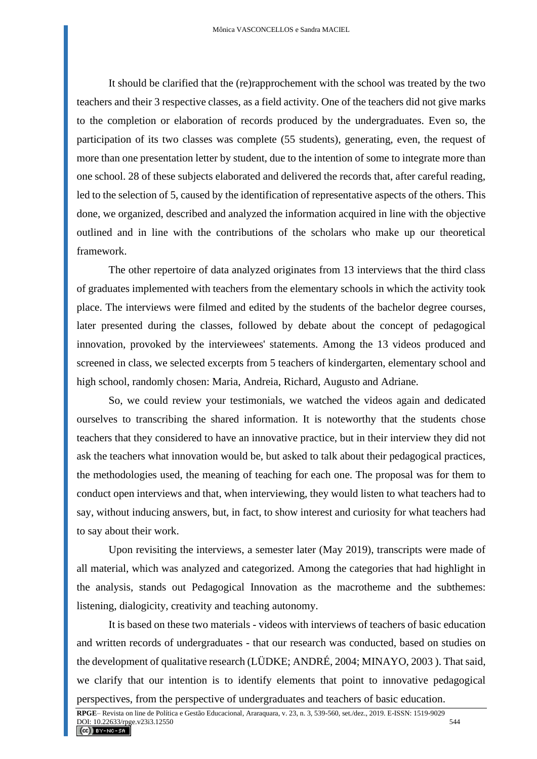It should be clarified that the (re)rapprochement with the school was treated by the two teachers and their 3 respective classes, as a field activity. One of the teachers did not give marks to the completion or elaboration of records produced by the undergraduates. Even so, the participation of its two classes was complete (55 students), generating, even, the request of more than one presentation letter by student, due to the intention of some to integrate more than one school. 28 of these subjects elaborated and delivered the records that, after careful reading, led to the selection of 5, caused by the identification of representative aspects of the others. This done, we organized, described and analyzed the information acquired in line with the objective outlined and in line with the contributions of the scholars who make up our theoretical framework.

The other repertoire of data analyzed originates from 13 interviews that the third class of graduates implemented with teachers from the elementary schools in which the activity took place. The interviews were filmed and edited by the students of the bachelor degree courses, later presented during the classes, followed by debate about the concept of pedagogical innovation, provoked by the interviewees' statements. Among the 13 videos produced and screened in class, we selected excerpts from 5 teachers of kindergarten, elementary school and high school, randomly chosen: Maria, Andreia, Richard, Augusto and Adriane.

So, we could review your testimonials, we watched the videos again and dedicated ourselves to transcribing the shared information. It is noteworthy that the students chose teachers that they considered to have an innovative practice, but in their interview they did not ask the teachers what innovation would be, but asked to talk about their pedagogical practices, the methodologies used, the meaning of teaching for each one. The proposal was for them to conduct open interviews and that, when interviewing, they would listen to what teachers had to say, without inducing answers, but, in fact, to show interest and curiosity for what teachers had to say about their work.

Upon revisiting the interviews, a semester later (May 2019), transcripts were made of all material, which was analyzed and categorized. Among the categories that had highlight in the analysis, stands out Pedagogical Innovation as the macrotheme and the subthemes: listening, dialogicity, creativity and teaching autonomy.

It is based on these two materials - videos with interviews of teachers of basic education and written records of undergraduates - that our research was conducted, based on studies on the development of qualitative research (LÜDKE; ANDRÉ, 2004; MINAYO, 2003 ). That said, we clarify that our intention is to identify elements that point to innovative pedagogical perspectives, from the perspective of undergraduates and teachers of basic education.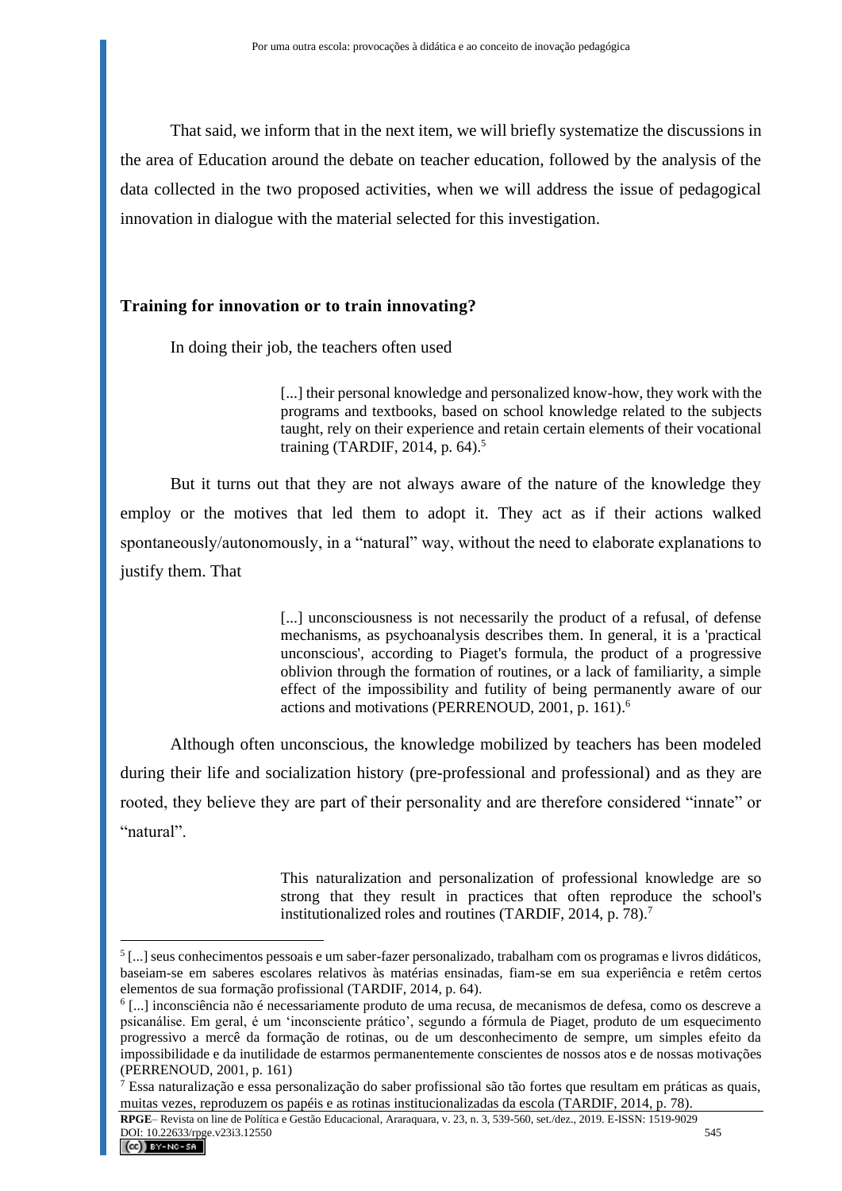That said, we inform that in the next item, we will briefly systematize the discussions in the area of Education around the debate on teacher education, followed by the analysis of the data collected in the two proposed activities, when we will address the issue of pedagogical innovation in dialogue with the material selected for this investigation.

## Training for innovation or to train innovating?

In doing their job, the teachers often used

> [...] their personal knowledge and personalized know-how, they work with the programs and textbooks, based on school knowledge related to the subjects taught, rely on their experience and retain certain elements of their vocational training (TARDIF, 2014, p. 64).[5]

But it turns out that they are not always aware of the nature of the knowledge they employ or the motives that led them to adopt it. They act as if their actions walked spontaneously/autonomously, in a "natural" way, without the need to elaborate explanations to justify them. That

> [...] unconsciousness is not necessarily the product of a refusal, of defense mechanisms, as psychoanalysis describes them. In general, it is a 'practical unconscious', according to Piaget's formula, the product of a progressive oblivion through the formation of routines, or a lack of familiarity, a simple effect of the impossibility and futility of being permanently aware of our actions and motivations (PERRENOUD, 2001, p. 161).[6]

Although often unconscious, the knowledge mobilized by teachers has been modeled during their life and socialization history (pre-professional and professional) and as they are rooted, they believe they are part of their personality and are therefore considered "innate" or "natural".

> This naturalization and personalization of professional knowledge are so strong that they result in practices that often reproduce the school's institutionalized roles and routines (TARDIF, 2014, p. 78).[7]

---

[5] [...] seus conhecimentos pessoais e um saber-fazer personalizado, trabalham com os programas e livros didáticos, baseiam-se em saberes escolares relativos às matérias ensinadas, fiam-se em sua experiência e retêm certos elementos de sua formação profissional (TARDIF, 2014, p. 64).

[6] [...] inconsciência não é necessariamente produto de uma recusa, de mecanismos de defesa, como os descreve a psicanálise. Em geral, é um 'inconsciente prático', segundo a fórmula de Piaget, produto de um esquecimento progressivo a mercê da formação de rotinas, ou de um desconhecimento de sempre, um simples efeito da impossibilidade e da inutilidade de estarmos permanentemente conscientes de nossos atos e de nossas motivações (PERRENOUD, 2001, p. 161)

[7] Essa naturalização e essa personalização do saber profissional são tão fortes que resultam em práticas as quais, muitas vezes, reproduzem os papéis e as rotinas institucionalizadas da escola (TARDIF, 2014, p. 78).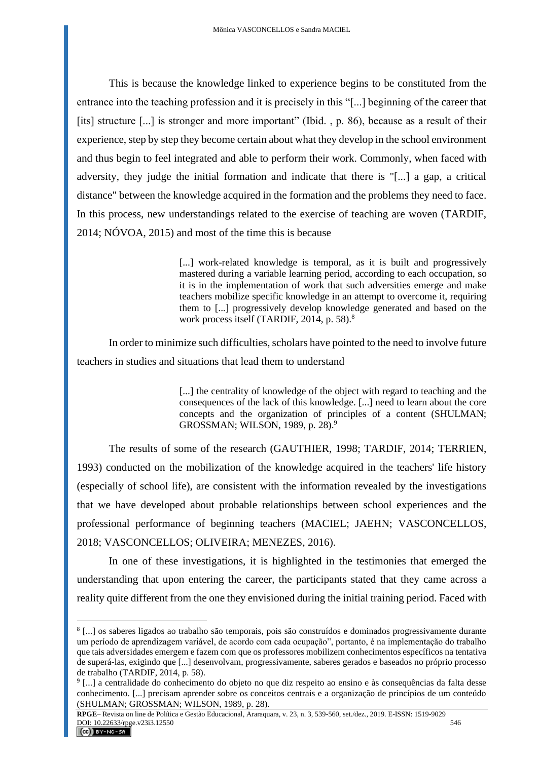This is because the knowledge linked to experience begins to be constituted from the entrance into the teaching profession and it is precisely in this "[...] beginning of the career that [its] structure [...] is stronger and more important" (Ibid. , p. 86), because as a result of their experience, step by step they become certain about what they develop in the school environment and thus begin to feel integrated and able to perform their work. Commonly, when faced with adversity, they judge the initial formation and indicate that there is "[...] a gap, a critical distance" between the knowledge acquired in the formation and the problems they need to face. In this process, new understandings related to the exercise of teaching are woven (TARDIF, 2014; NÓVOA, 2015) and most of the time this is because

> [...] work-related knowledge is temporal, as it is built and progressively mastered during a variable learning period, according to each occupation, so it is in the implementation of work that such adversities emerge and make teachers mobilize specific knowledge in an attempt to overcome it, requiring them to [...] progressively develop knowledge generated and based on the work process itself (TARDIF, 2014, p. 58).[8]

In order to minimize such difficulties, scholars have pointed to the need to involve future teachers in studies and situations that lead them to understand

> [...] the centrality of knowledge of the object with regard to teaching and the consequences of the lack of this knowledge. [...] need to learn about the core concepts and the organization of principles of a content (SHULMAN; GROSSMAN; WILSON, 1989, p. 28).[9]

The results of some of the research (GAUTHIER, 1998; TARDIF, 2014; TERRIEN, 1993) conducted on the mobilization of the knowledge acquired in the teachers' life history (especially of school life), are consistent with the information revealed by the investigations that we have developed about probable relationships between school experiences and the professional performance of beginning teachers (MACIEL; JAEHN; VASCONCELLOS, 2018; VASCONCELLOS; OLIVEIRA; MENEZES, 2016).

In one of these investigations, it is highlighted in the testimonies that emerged the understanding that upon entering the career, the participants stated that they came across a reality quite different from the one they envisioned during the initial training period. Faced with

---

[8] [...] os saberes ligados ao trabalho são temporais, pois são construídos e dominados progressivamente durante um período de aprendizagem variável, de acordo com cada ocupação", portanto, é na implementação do trabalho que tais adversidades emergem e fazem com que os professores mobilizem conhecimentos específicos na tentativa de superá-las, exigindo que [...] desenvolvam, progressivamente, saberes gerados e baseados no próprio processo de trabalho (TARDIF, 2014, p. 58).

[9] [...] a centralidade do conhecimento do objeto no que diz respeito ao ensino e às consequências da falta desse conhecimento. [...] precisam aprender sobre os conceitos centrais e a organização de princípios de um conteúdo (SHULMAN; GROSSMAN; WILSON, 1989, p. 28).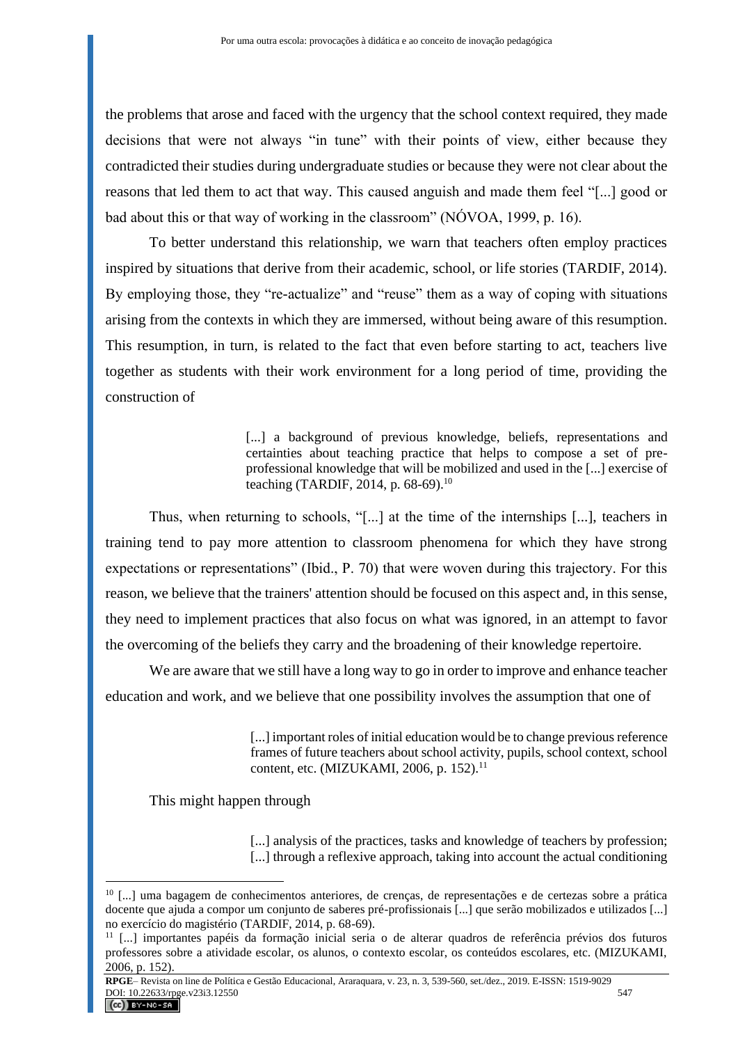the problems that arose and faced with the urgency that the school context required, they made decisions that were not always "in tune" with their points of view, either because they contradicted their studies during undergraduate studies or because they were not clear about the reasons that led them to act that way. This caused anguish and made them feel "[...] good or bad about this or that way of working in the classroom" (NÓVOA, 1999, p. 16).

To better understand this relationship, we warn that teachers often employ practices inspired by situations that derive from their academic, school, or life stories (TARDIF, 2014). By employing those, they "re-actualize" and "reuse" them as a way of coping with situations arising from the contexts in which they are immersed, without being aware of this resumption. This resumption, in turn, is related to the fact that even before starting to act, teachers live together as students with their work environment for a long period of time, providing the construction of

> [...] a background of previous knowledge, beliefs, representations and certainties about teaching practice that helps to compose a set of pre-professional knowledge that will be mobilized and used in the [...] exercise of teaching (TARDIF, 2014, p. 68-69).[10]

Thus, when returning to schools, "[...] at the time of the internships [...], teachers in training tend to pay more attention to classroom phenomena for which they have strong expectations or representations" (Ibid., P. 70) that were woven during this trajectory. For this reason, we believe that the trainers' attention should be focused on this aspect and, in this sense, they need to implement practices that also focus on what was ignored, in an attempt to favor the overcoming of the beliefs they carry and the broadening of their knowledge repertoire.

We are aware that we still have a long way to go in order to improve and enhance teacher education and work, and we believe that one possibility involves the assumption that one of

> [...] important roles of initial education would be to change previous reference frames of future teachers about school activity, pupils, school context, school content, etc. (MIZUKAMI, 2006, p. 152).[11]

This might happen through

> [...] analysis of the practices, tasks and knowledge of teachers by profession; [...] through a reflexive approach, taking into account the actual conditioning

---

[10] [...] uma bagagem de conhecimentos anteriores, de crenças, de representações e de certezas sobre a prática docente que ajuda a compor um conjunto de saberes pré-profissionais [...] que serão mobilizados e utilizados [...] no exercício do magistério (TARDIF, 2014, p. 68-69).

[11] [...] importantes papéis da formação inicial seria o de alterar quadros de referência prévios dos futuros professores sobre a atividade escolar, os alunos, o contexto escolar, os conteúdos escolares, etc. (MIZUKAMI, 2006, p. 152).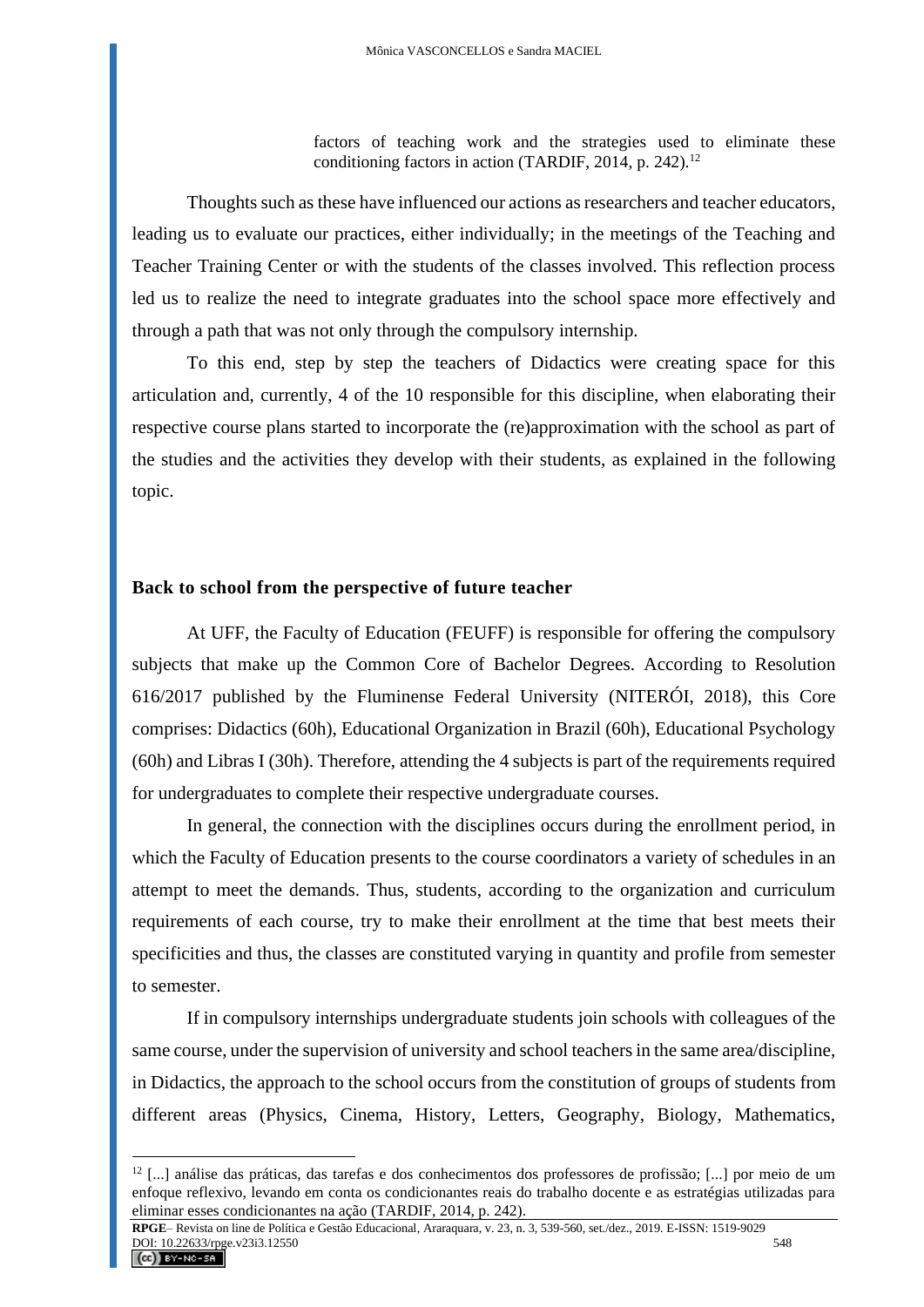> factors of teaching work and the strategies used to eliminate these conditioning factors in action (TARDIF, 2014, p. 242).[12]

Thoughts such as these have influenced our actions as researchers and teacher educators, leading us to evaluate our practices, either individually; in the meetings of the Teaching and Teacher Training Center or with the students of the classes involved. This reflection process led us to realize the need to integrate graduates into the school space more effectively and through a path that was not only through the compulsory internship.

To this end, step by step the teachers of Didactics were creating space for this articulation and, currently, 4 of the 10 responsible for this discipline, when elaborating their respective course plans started to incorporate the (re)approximation with the school as part of the studies and the activities they develop with their students, as explained in the following topic.

## Back to school from the perspective of future teacher

At UFF, the Faculty of Education (FEUFF) is responsible for offering the compulsory subjects that make up the Common Core of Bachelor Degrees. According to Resolution 616/2017 published by the Fluminense Federal University (NITERÓI, 2018), this Core comprises: Didactics (60h), Educational Organization in Brazil (60h), Educational Psychology (60h) and Libras I (30h). Therefore, attending the 4 subjects is part of the requirements required for undergraduates to complete their respective undergraduate courses.

In general, the connection with the disciplines occurs during the enrollment period, in which the Faculty of Education presents to the course coordinators a variety of schedules in an attempt to meet the demands. Thus, students, according to the organization and curriculum requirements of each course, try to make their enrollment at the time that best meets their specificities and thus, the classes are constituted varying in quantity and profile from semester to semester.

If in compulsory internships undergraduate students join schools with colleagues of the same course, under the supervision of university and school teachers in the same area/discipline, in Didactics, the approach to the school occurs from the constitution of groups of students from different areas (Physics, Cinema, History, Letters, Geography, Biology, Mathematics,

[12] [...] análise das práticas, das tarefas e dos conhecimentos dos professores de profissão; [...] por meio de um enfoque reflexivo, levando em conta os condicionantes reais do trabalho docente e as estratégias utilizadas para eliminar esses condicionantes na ação (TARDIF, 2014, p. 242).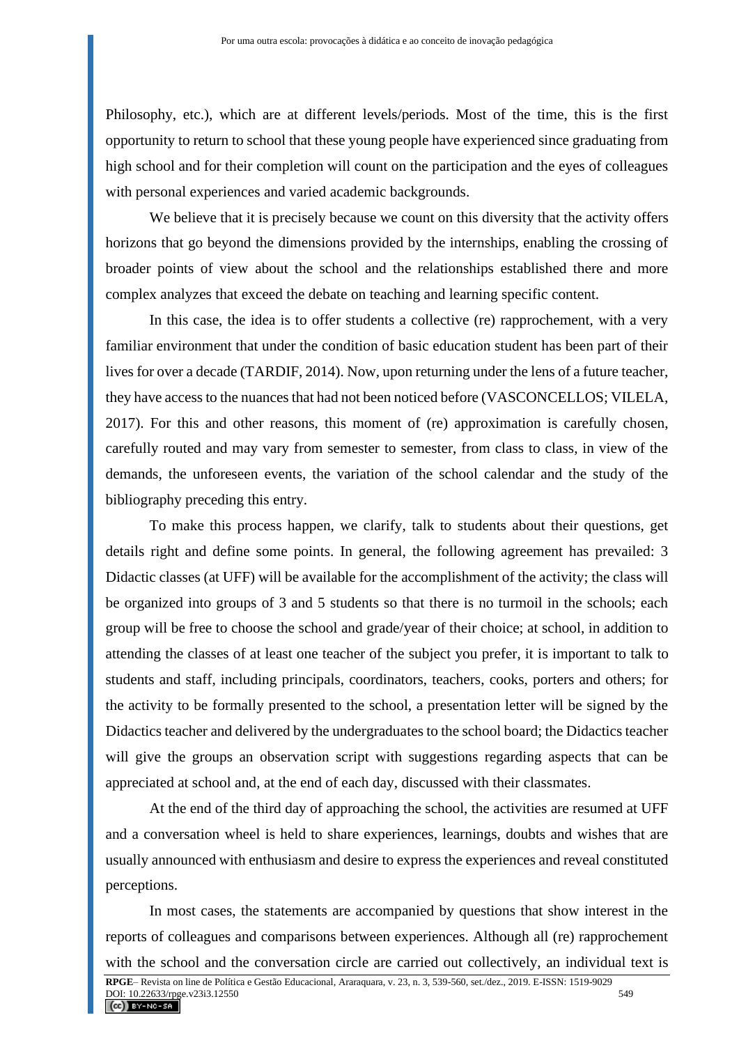Philosophy, etc.), which are at different levels/periods. Most of the time, this is the first opportunity to return to school that these young people have experienced since graduating from high school and for their completion will count on the participation and the eyes of colleagues with personal experiences and varied academic backgrounds.

We believe that it is precisely because we count on this diversity that the activity offers horizons that go beyond the dimensions provided by the internships, enabling the crossing of broader points of view about the school and the relationships established there and more complex analyzes that exceed the debate on teaching and learning specific content.

In this case, the idea is to offer students a collective (re) rapprochement, with a very familiar environment that under the condition of basic education student has been part of their lives for over a decade (TARDIF, 2014). Now, upon returning under the lens of a future teacher, they have access to the nuances that had not been noticed before (VASCONCELLOS; VILELA, 2017). For this and other reasons, this moment of (re) approximation is carefully chosen, carefully routed and may vary from semester to semester, from class to class, in view of the demands, the unforeseen events, the variation of the school calendar and the study of the bibliography preceding this entry.

To make this process happen, we clarify, talk to students about their questions, get details right and define some points. In general, the following agreement has prevailed: 3 Didactic classes (at UFF) will be available for the accomplishment of the activity; the class will be organized into groups of 3 and 5 students so that there is no turmoil in the schools; each group will be free to choose the school and grade/year of their choice; at school, in addition to attending the classes of at least one teacher of the subject you prefer, it is important to talk to students and staff, including principals, coordinators, teachers, cooks, porters and others; for the activity to be formally presented to the school, a presentation letter will be signed by the Didactics teacher and delivered by the undergraduates to the school board; the Didactics teacher will give the groups an observation script with suggestions regarding aspects that can be appreciated at school and, at the end of each day, discussed with their classmates.

At the end of the third day of approaching the school, the activities are resumed at UFF and a conversation wheel is held to share experiences, learnings, doubts and wishes that are usually announced with enthusiasm and desire to express the experiences and reveal constituted perceptions.

In most cases, the statements are accompanied by questions that show interest in the reports of colleagues and comparisons between experiences. Although all (re) rapprochement with the school and the conversation circle are carried out collectively, an individual text is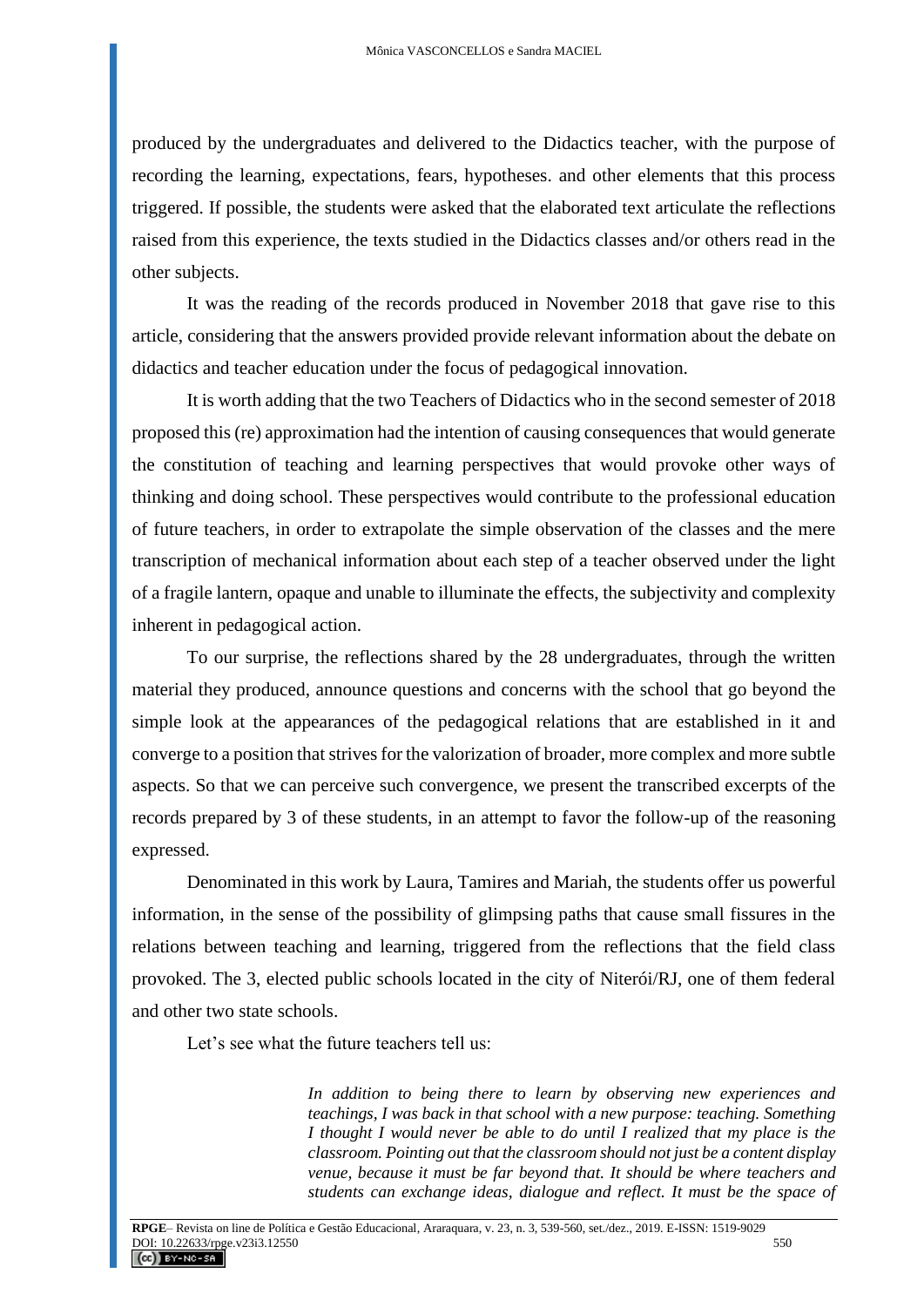produced by the undergraduates and delivered to the Didactics teacher, with the purpose of recording the learning, expectations, fears, hypotheses. and other elements that this process triggered. If possible, the students were asked that the elaborated text articulate the reflections raised from this experience, the texts studied in the Didactics classes and/or others read in the other subjects.

It was the reading of the records produced in November 2018 that gave rise to this article, considering that the answers provided provide relevant information about the debate on didactics and teacher education under the focus of pedagogical innovation.

It is worth adding that the two Teachers of Didactics who in the second semester of 2018 proposed this (re) approximation had the intention of causing consequences that would generate the constitution of teaching and learning perspectives that would provoke other ways of thinking and doing school. These perspectives would contribute to the professional education of future teachers, in order to extrapolate the simple observation of the classes and the mere transcription of mechanical information about each step of a teacher observed under the light of a fragile lantern, opaque and unable to illuminate the effects, the subjectivity and complexity inherent in pedagogical action.

To our surprise, the reflections shared by the 28 undergraduates, through the written material they produced, announce questions and concerns with the school that go beyond the simple look at the appearances of the pedagogical relations that are established in it and converge to a position that strives for the valorization of broader, more complex and more subtle aspects. So that we can perceive such convergence, we present the transcribed excerpts of the records prepared by 3 of these students, in an attempt to favor the follow-up of the reasoning expressed.

Denominated in this work by Laura, Tamires and Mariah, the students offer us powerful information, in the sense of the possibility of glimpsing paths that cause small fissures in the relations between teaching and learning, triggered from the reflections that the field class provoked. The 3, elected public schools located in the city of Niterói/RJ, one of them federal and other two state schools.

Let's see what the future teachers tell us:

> *In addition to being there to learn by observing new experiences and teachings, I was back in that school with a new purpose: teaching. Something I thought I would never be able to do until I realized that my place is the classroom. Pointing out that the classroom should not just be a content display venue, because it must be far beyond that. It should be where teachers and students can exchange ideas, dialogue and reflect. It must be the space of*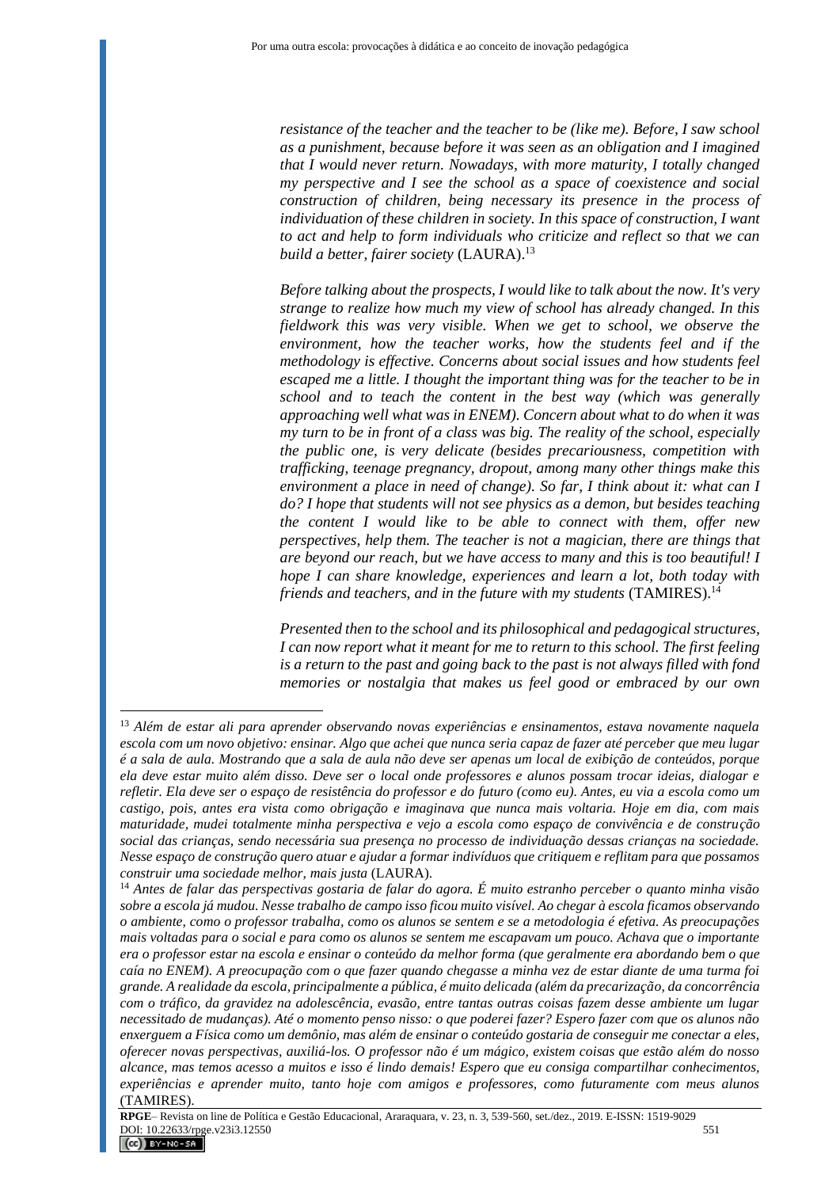> *resistance of the teacher and the teacher to be (like me). Before, I saw school as a punishment, because before it was seen as an obligation and I imagined that I would never return. Nowadays, with more maturity, I totally changed my perspective and I see the school as a space of coexistence and social construction of children, being necessary its presence in the process of individuation of these children in society. In this space of construction, I want to act and help to form individuals who criticize and reflect so that we can build a better, fairer society* (LAURA).[13]

> *Before talking about the prospects, I would like to talk about the now. It's very strange to realize how much my view of school has already changed. In this fieldwork this was very visible. When we get to school, we observe the environment, how the teacher works, how the students feel and if the methodology is effective. Concerns about social issues and how students feel escaped me a little. I thought the important thing was for the teacher to be in school and to teach the content in the best way (which was generally approaching well what was in ENEM). Concern about what to do when it was my turn to be in front of a class was big. The reality of the school, especially the public one, is very delicate (besides precariousness, competition with trafficking, teenage pregnancy, dropout, among many other things make this environment a place in need of change). So far, I think about it: what can I do? I hope that students will not see physics as a demon, but besides teaching the content I would like to be able to connect with them, offer new perspectives, help them. The teacher is not a magician, there are things that are beyond our reach, but we have access to many and this is too beautiful! I hope I can share knowledge, experiences and learn a lot, both today with friends and teachers, and in the future with my students* (TAMIRES).[14]

> *Presented then to the school and its philosophical and pedagogical structures, I can now report what it meant for me to return to this school. The first feeling is a return to the past and going back to the past is not always filled with fond memories or nostalgia that makes us feel good or embraced by our own*

---

[13] *Além de estar ali para aprender observando novas experiências e ensinamentos, estava novamente naquela escola com um novo objetivo: ensinar. Algo que achei que nunca seria capaz de fazer até perceber que meu lugar é a sala de aula. Mostrando que a sala de aula não deve ser apenas um local de exibição de conteúdos, porque ela deve estar muito além disso. Deve ser o local onde professores e alunos possam trocar ideias, dialogar e refletir. Ela deve ser o espaço de resistência do professor e do futuro (como eu). Antes, eu via a escola como um castigo, pois, antes era vista como obrigação e imaginava que nunca mais voltaria. Hoje em dia, com mais maturidade, mudei totalmente minha perspectiva e vejo a escola como espaço de convivência e de construção social das crianças, sendo necessária sua presença no processo de individuação dessas crianças na sociedade. Nesse espaço de construção quero atuar e ajudar a formar indivíduos que critiquem e reflitam para que possamos construir uma sociedade melhor, mais justa* (LAURA).

[14] *Antes de falar das perspectivas gostaria de falar do agora. É muito estranho perceber o quanto minha visão sobre a escola já mudou. Nesse trabalho de campo isso ficou muito visível. Ao chegar à escola ficamos observando o ambiente, como o professor trabalha, como os alunos se sentem e se a metodologia é efetiva. As preocupações mais voltadas para o social e para como os alunos se sentem me escapavam um pouco. Achava que o importante era o professor estar na escola e ensinar o conteúdo da melhor forma (que geralmente era abordando bem o que caía no ENEM). A preocupação com o que fazer quando chegasse a minha vez de estar diante de uma turma foi grande. A realidade da escola, principalmente a pública, é muito delicada (além da precarização, da concorrência com o tráfico, da gravidez na adolescência, evasão, entre tantas outras coisas fazem desse ambiente um lugar necessitado de mudanças). Até o momento penso nisso: o que poderei fazer? Espero fazer com que os alunos não enxerguem a Física como um demônio, mas além de ensinar o conteúdo gostaria de conseguir me conectar a eles, oferecer novas perspectivas, auxiliá-los. O professor não é um mágico, existem coisas que estão além do nosso alcance, mas temos acesso a muitos e isso é lindo demais! Espero que eu consiga compartilhar conhecimentos, experiências e aprender muito, tanto hoje com amigos e professores, como futuramente com meus alunos* (TAMIRES).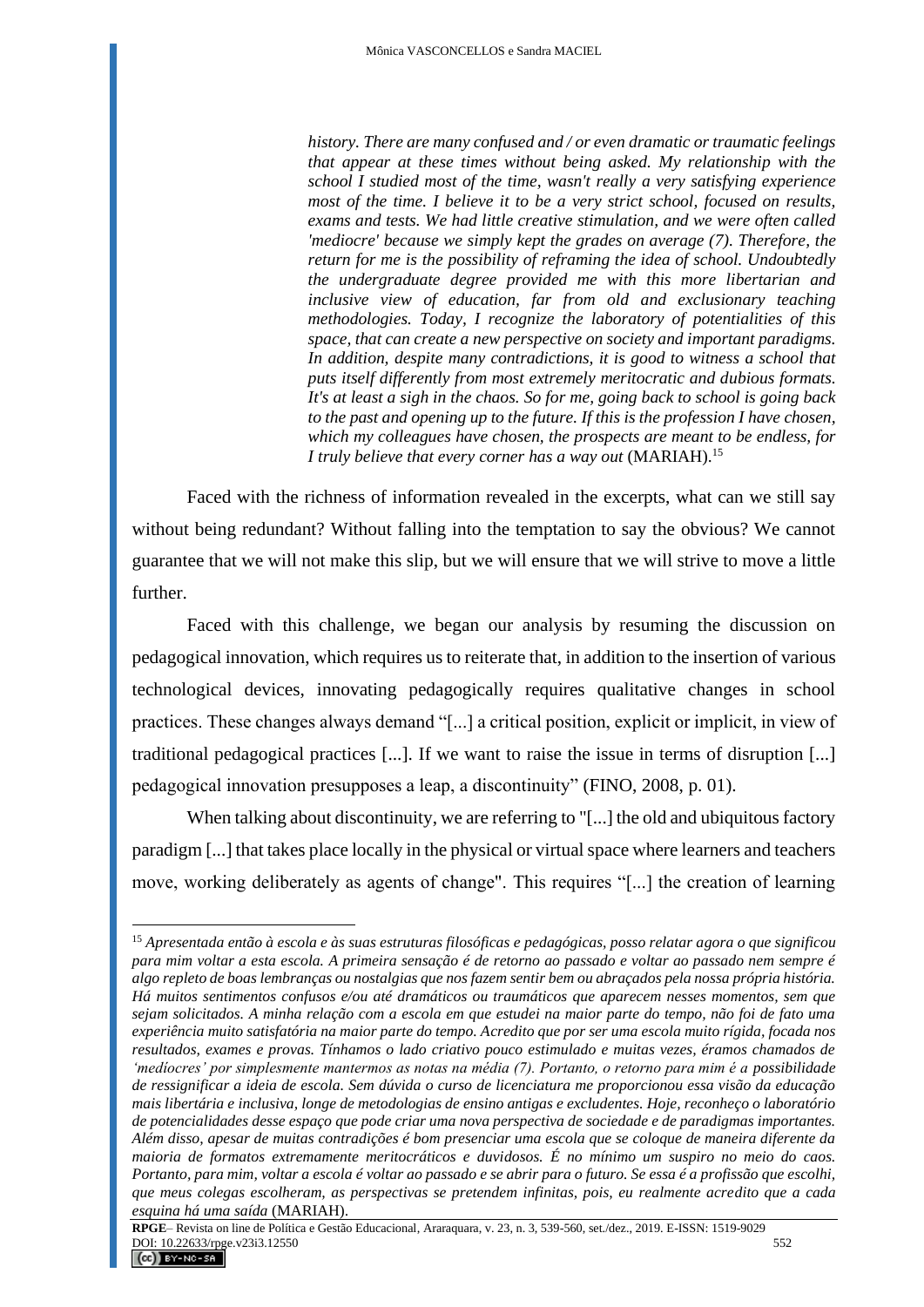> *history. There are many confused and / or even dramatic or traumatic feelings that appear at these times without being asked. My relationship with the school I studied most of the time, wasn't really a very satisfying experience most of the time. I believe it to be a very strict school, focused on results, exams and tests. We had little creative stimulation, and we were often called 'mediocre' because we simply kept the grades on average (7). Therefore, the return for me is the possibility of reframing the idea of school. Undoubtedly the undergraduate degree provided me with this more libertarian and inclusive view of education, far from old and exclusionary teaching methodologies. Today, I recognize the laboratory of potentialities of this space, that can create a new perspective on society and important paradigms. In addition, despite many contradictions, it is good to witness a school that puts itself differently from most extremely meritocratic and dubious formats. It's at least a sigh in the chaos. So for me, going back to school is going back to the past and opening up to the future. If this is the profession I have chosen, which my colleagues have chosen, the prospects are meant to be endless, for I truly believe that every corner has a way out* (MARIAH).[15]

Faced with the richness of information revealed in the excerpts, what can we still say without being redundant? Without falling into the temptation to say the obvious? We cannot guarantee that we will not make this slip, but we will ensure that we will strive to move a little further.

Faced with this challenge, we began our analysis by resuming the discussion on pedagogical innovation, which requires us to reiterate that, in addition to the insertion of various technological devices, innovating pedagogically requires qualitative changes in school practices. These changes always demand "[...] a critical position, explicit or implicit, in view of traditional pedagogical practices [...]. If we want to raise the issue in terms of disruption [...] pedagogical innovation presupposes a leap, a discontinuity" (FINO, 2008, p. 01).

When talking about discontinuity, we are referring to "[...] the old and ubiquitous factory paradigm [...] that takes place locally in the physical or virtual space where learners and teachers move, working deliberately as agents of change". This requires "[...] the creation of learning

---

[15] *Apresentada então à escola e às suas estruturas filosóficas e pedagógicas, posso relatar agora o que significou para mim voltar a esta escola. A primeira sensação é de retorno ao passado e voltar ao passado nem sempre é algo repleto de boas lembranças ou nostalgias que nos fazem sentir bem ou abraçados pela nossa própria história. Há muitos sentimentos confusos e/ou até dramáticos ou traumáticos que aparecem nesses momentos, sem que sejam solicitados. A minha relação com a escola em que estudei na maior parte do tempo, não foi de fato uma experiência muito satisfatória na maior parte do tempo. Acredito que por ser uma escola muito rígida, focada nos resultados, exames e provas. Tínhamos o lado criativo pouco estimulado e muitas vezes, éramos chamados de 'medíocres' por simplesmente mantermos as notas na média (7). Portanto, o retorno para mim é a possibilidade de ressignificar a ideia de escola. Sem dúvida o curso de licenciatura me proporcionou essa visão da educação mais libertária e inclusiva, longe de metodologias de ensino antigas e excludentes. Hoje, reconheço o laboratório de potencialidades desse espaço que pode criar uma nova perspectiva de sociedade e de paradigmas importantes. Além disso, apesar de muitas contradições é bom presenciar uma escola que se coloque de maneira diferente da maioria de formatos extremamente meritocráticos e duvidosos. É no mínimo um suspiro no meio do caos. Portanto, para mim, voltar a escola é voltar ao passado e se abrir para o futuro. Se essa é a profissão que escolhi, que meus colegas escolheram, as perspectivas se pretendem infinitas, pois, eu realmente acredito que a cada esquina há uma saída* (MARIAH).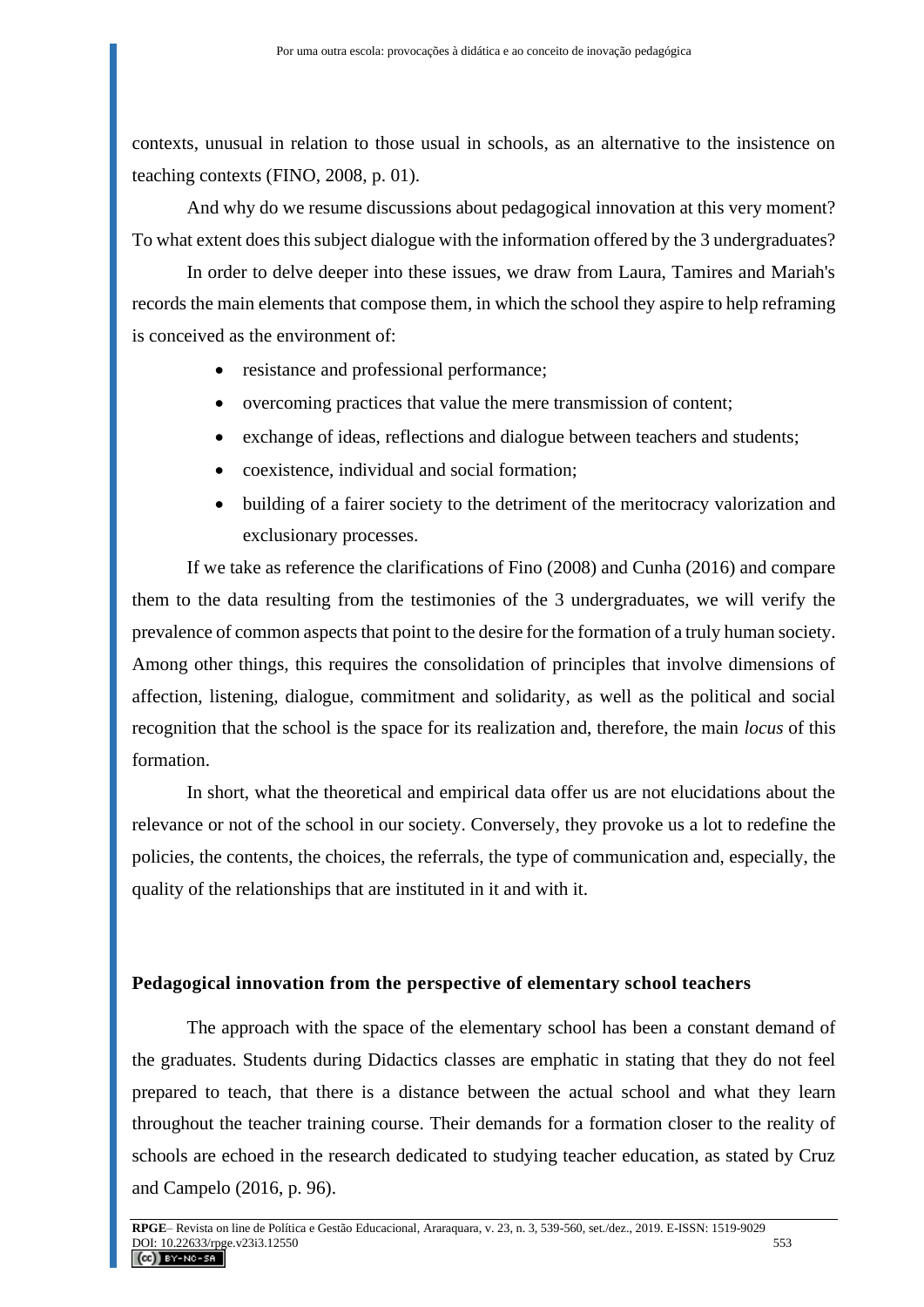contexts, unusual in relation to those usual in schools, as an alternative to the insistence on teaching contexts (FINO, 2008, p. 01).

And why do we resume discussions about pedagogical innovation at this very moment? To what extent does this subject dialogue with the information offered by the 3 undergraduates?

In order to delve deeper into these issues, we draw from Laura, Tamires and Mariah's records the main elements that compose them, in which the school they aspire to help reframing is conceived as the environment of:

- resistance and professional performance;
- overcoming practices that value the mere transmission of content;
- exchange of ideas, reflections and dialogue between teachers and students;
- coexistence, individual and social formation;
- building of a fairer society to the detriment of the meritocracy valorization and exclusionary processes.

If we take as reference the clarifications of Fino (2008) and Cunha (2016) and compare them to the data resulting from the testimonies of the 3 undergraduates, we will verify the prevalence of common aspects that point to the desire for the formation of a truly human society. Among other things, this requires the consolidation of principles that involve dimensions of affection, listening, dialogue, commitment and solidarity, as well as the political and social recognition that the school is the space for its realization and, therefore, the main *locus* of this formation.

In short, what the theoretical and empirical data offer us are not elucidations about the relevance or not of the school in our society. Conversely, they provoke us a lot to redefine the policies, the contents, the choices, the referrals, the type of communication and, especially, the quality of the relationships that are instituted in it and with it.

## Pedagogical innovation from the perspective of elementary school teachers

The approach with the space of the elementary school has been a constant demand of the graduates. Students during Didactics classes are emphatic in stating that they do not feel prepared to teach, that there is a distance between the actual school and what they learn throughout the teacher training course. Their demands for a formation closer to the reality of schools are echoed in the research dedicated to studying teacher education, as stated by Cruz and Campelo (2016, p. 96).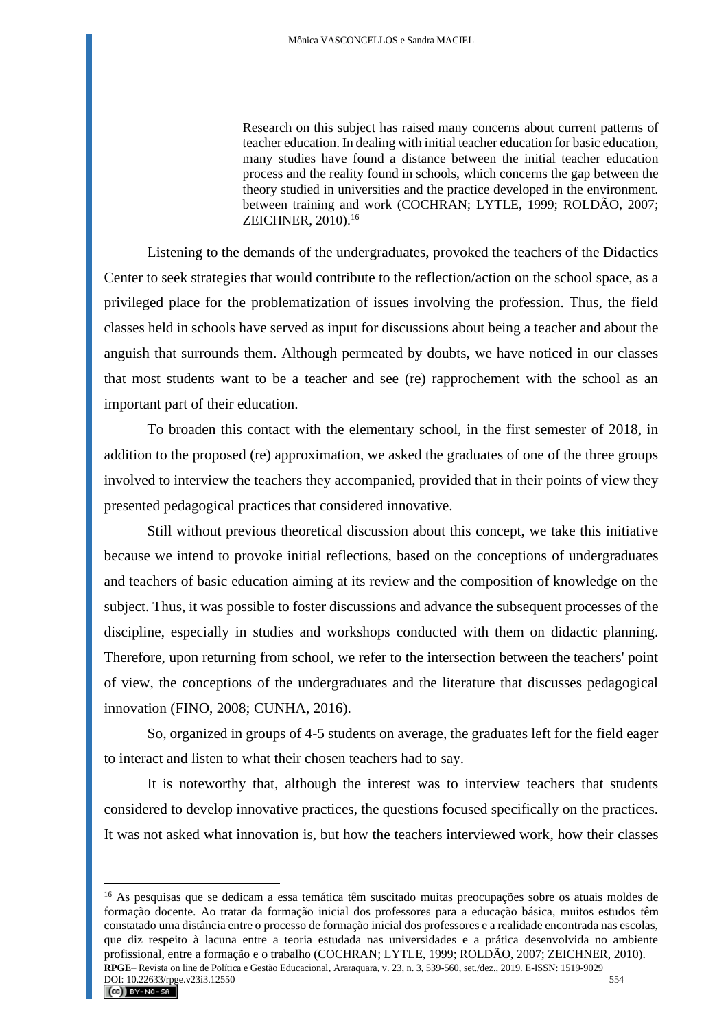> Research on this subject has raised many concerns about current patterns of teacher education. In dealing with initial teacher education for basic education, many studies have found a distance between the initial teacher education process and the reality found in schools, which concerns the gap between the theory studied in universities and the practice developed in the environment. between training and work (COCHRAN; LYTLE, 1999; ROLDÃO, 2007; ZEICHNER, 2010).[16]

Listening to the demands of the undergraduates, provoked the teachers of the Didactics Center to seek strategies that would contribute to the reflection/action on the school space, as a privileged place for the problematization of issues involving the profession. Thus, the field classes held in schools have served as input for discussions about being a teacher and about the anguish that surrounds them. Although permeated by doubts, we have noticed in our classes that most students want to be a teacher and see (re) rapprochement with the school as an important part of their education.

To broaden this contact with the elementary school, in the first semester of 2018, in addition to the proposed (re) approximation, we asked the graduates of one of the three groups involved to interview the teachers they accompanied, provided that in their points of view they presented pedagogical practices that considered innovative.

Still without previous theoretical discussion about this concept, we take this initiative because we intend to provoke initial reflections, based on the conceptions of undergraduates and teachers of basic education aiming at its review and the composition of knowledge on the subject. Thus, it was possible to foster discussions and advance the subsequent processes of the discipline, especially in studies and workshops conducted with them on didactic planning. Therefore, upon returning from school, we refer to the intersection between the teachers' point of view, the conceptions of the undergraduates and the literature that discusses pedagogical innovation (FINO, 2008; CUNHA, 2016).

So, organized in groups of 4-5 students on average, the graduates left for the field eager to interact and listen to what their chosen teachers had to say.

It is noteworthy that, although the interest was to interview teachers that students considered to develop innovative practices, the questions focused specifically on the practices. It was not asked what innovation is, but how the teachers interviewed work, how their classes

[16] As pesquisas que se dedicam a essa temática têm suscitado muitas preocupações sobre os atuais moldes de formação docente. Ao tratar da formação inicial dos professores para a educação básica, muitos estudos têm constatado uma distância entre o processo de formação inicial dos professores e a realidade encontrada nas escolas, que diz respeito à lacuna entre a teoria estudada nas universidades e a prática desenvolvida no ambiente profissional, entre a formação e o trabalho (COCHRAN; LYTLE, 1999; ROLDÃO, 2007; ZEICHNER, 2010).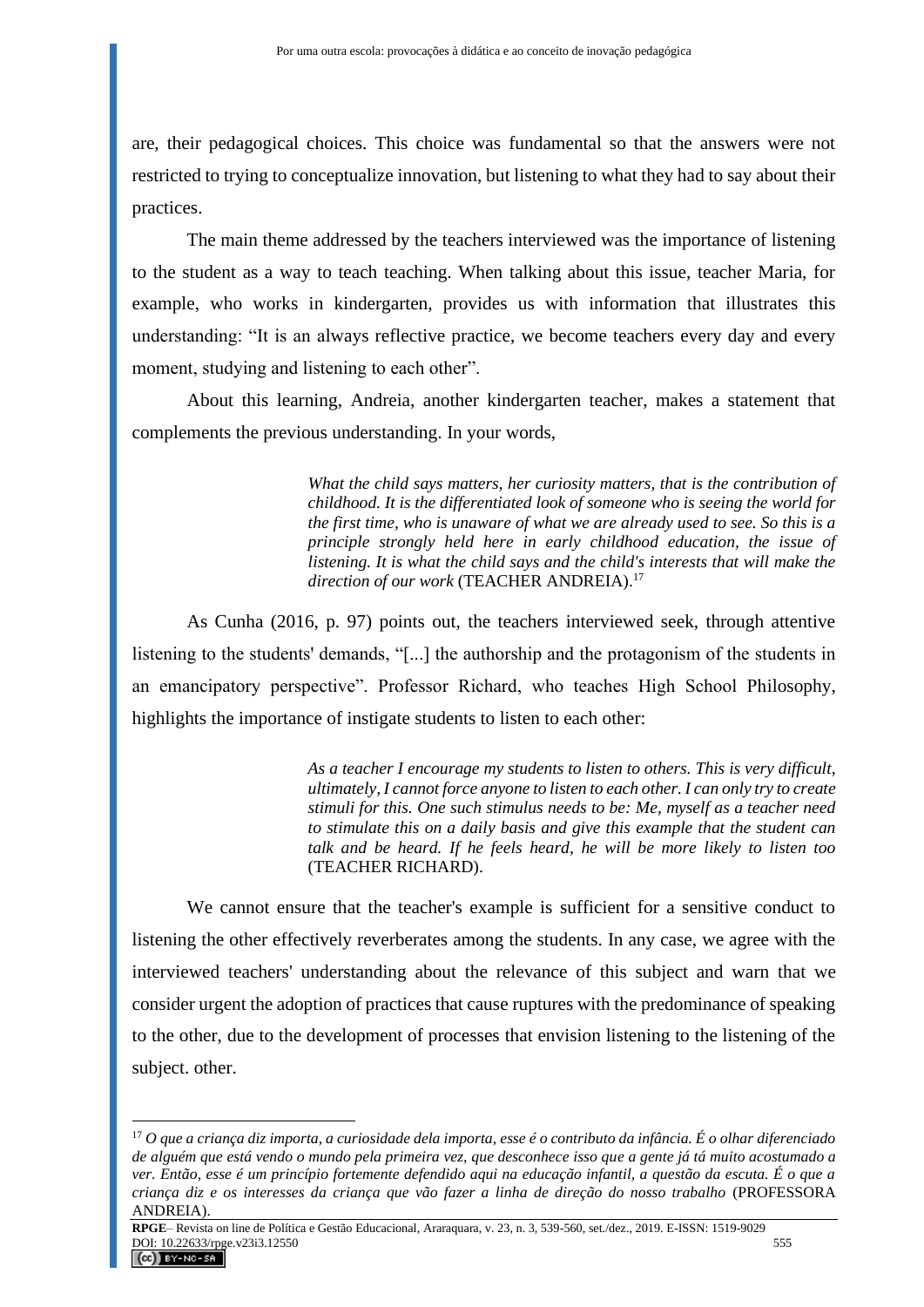are, their pedagogical choices. This choice was fundamental so that the answers were not restricted to trying to conceptualize innovation, but listening to what they had to say about their practices.

The main theme addressed by the teachers interviewed was the importance of listening to the student as a way to teach teaching. When talking about this issue, teacher Maria, for example, who works in kindergarten, provides us with information that illustrates this understanding: “It is an always reflective practice, we become teachers every day and every moment, studying and listening to each other”.

About this learning, Andreia, another kindergarten teacher, makes a statement that complements the previous understanding. In your words,

> *What the child says matters, her curiosity matters, that is the contribution of childhood. It is the differentiated look of someone who is seeing the world for the first time, who is unaware of what we are already used to see. So this is a principle strongly held here in early childhood education, the issue of listening. It is what the child says and the child's interests that will make the direction of our work* (TEACHER ANDREIA).[17]

As Cunha (2016, p. 97) points out, the teachers interviewed seek, through attentive listening to the students' demands, “[...] the authorship and the protagonism of the students in an emancipatory perspective”. Professor Richard, who teaches High School Philosophy, highlights the importance of instigate students to listen to each other:

> *As a teacher I encourage my students to listen to others. This is very difficult, ultimately, I cannot force anyone to listen to each other. I can only try to create stimuli for this. One such stimulus needs to be: Me, myself as a teacher need to stimulate this on a daily basis and give this example that the student can talk and be heard. If he feels heard, he will be more likely to listen too* (TEACHER RICHARD).

We cannot ensure that the teacher's example is sufficient for a sensitive conduct to listening the other effectively reverberates among the students. In any case, we agree with the interviewed teachers' understanding about the relevance of this subject and warn that we consider urgent the adoption of practices that cause ruptures with the predominance of speaking to the other, due to the development of processes that envision listening to the listening of the subject. other.

---

[17] *O que a criança diz importa, a curiosidade dela importa, esse é o contributo da infância. É o olhar diferenciado de alguém que está vendo o mundo pela primeira vez, que desconhece isso que a gente já tá muito acostumado a ver. Então, esse é um princípio fortemente defendido aqui na educação infantil, a questão da escuta. É o que a criança diz e os interesses da criança que vão fazer a linha de direção do nosso trabalho* (PROFESSORA ANDREIA).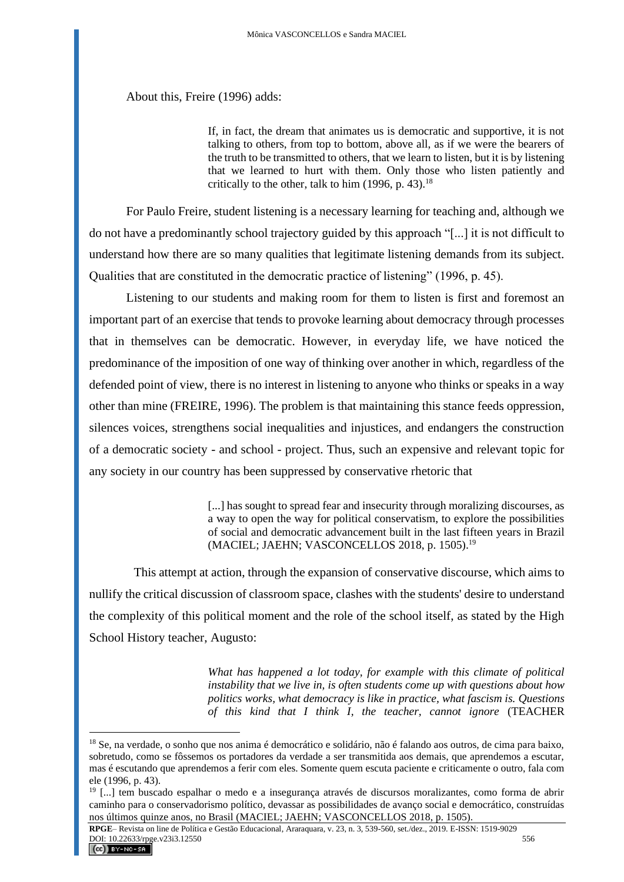About this, Freire (1996) adds:

> If, in fact, the dream that animates us is democratic and supportive, it is not talking to others, from top to bottom, above all, as if we were the bearers of the truth to be transmitted to others, that we learn to listen, but it is by listening that we learned to hurt with them. Only those who listen patiently and critically to the other, talk to him (1996, p. 43).[18]

For Paulo Freire, student listening is a necessary learning for teaching and, although we do not have a predominantly school trajectory guided by this approach "[...] it is not difficult to understand how there are so many qualities that legitimate listening demands from its subject. Qualities that are constituted in the democratic practice of listening" (1996, p. 45).

Listening to our students and making room for them to listen is first and foremost an important part of an exercise that tends to provoke learning about democracy through processes that in themselves can be democratic. However, in everyday life, we have noticed the predominance of the imposition of one way of thinking over another in which, regardless of the defended point of view, there is no interest in listening to anyone who thinks or speaks in a way other than mine (FREIRE, 1996). The problem is that maintaining this stance feeds oppression, silences voices, strengthens social inequalities and injustices, and endangers the construction of a democratic society - and school - project. Thus, such an expensive and relevant topic for any society in our country has been suppressed by conservative rhetoric that

> [...] has sought to spread fear and insecurity through moralizing discourses, as a way to open the way for political conservatism, to explore the possibilities of social and democratic advancement built in the last fifteen years in Brazil (MACIEL; JAEHN; VASCONCELLOS 2018, p. 1505).[19]

This attempt at action, through the expansion of conservative discourse, which aims to nullify the critical discussion of classroom space, clashes with the students' desire to understand the complexity of this political moment and the role of the school itself, as stated by the High School History teacher, Augusto:

> *What has happened a lot today, for example with this climate of political instability that we live in, is often students come up with questions about how politics works, what democracy is like in practice, what fascism is. Questions of this kind that I think I, the teacher, cannot ignore* (TEACHER

---

[18] Se, na verdade, o sonho que nos anima é democrático e solidário, não é falando aos outros, de cima para baixo, sobretudo, como se fôssemos os portadores da verdade a ser transmitida aos demais, que aprendemos a escutar, mas é escutando que aprendemos a ferir com eles. Somente quem escuta paciente e criticamente o outro, fala com ele (1996, p. 43).

[19] [...] tem buscado espalhar o medo e a insegurança através de discursos moralizantes, como forma de abrir caminho para o conservadorismo político, devassar as possibilidades de avanço social e democrático, construídas nos últimos quinze anos, no Brasil (MACIEL; JAEHN; VASCONCELLOS 2018, p. 1505).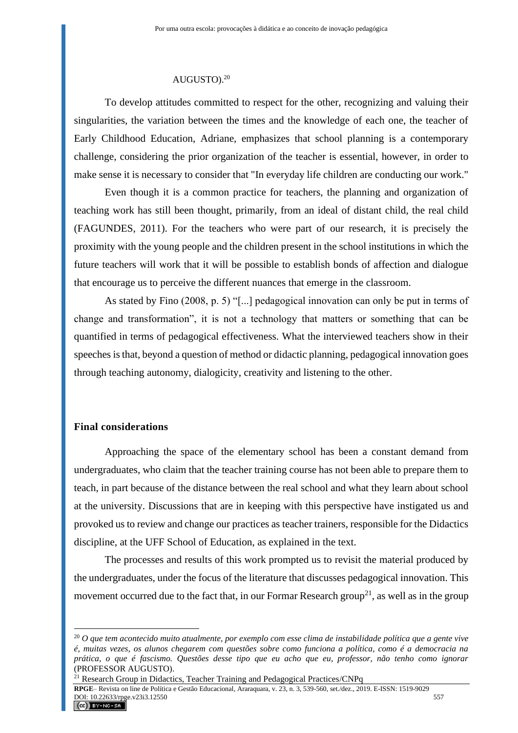AUGUSTO).[20]

To develop attitudes committed to respect for the other, recognizing and valuing their singularities, the variation between the times and the knowledge of each one, the teacher of Early Childhood Education, Adriane, emphasizes that school planning is a contemporary challenge, considering the prior organization of the teacher is essential, however, in order to make sense it is necessary to consider that "In everyday life children are conducting our work."

Even though it is a common practice for teachers, the planning and organization of teaching work has still been thought, primarily, from an ideal of distant child, the real child (FAGUNDES, 2011). For the teachers who were part of our research, it is precisely the proximity with the young people and the children present in the school institutions in which the future teachers will work that it will be possible to establish bonds of affection and dialogue that encourage us to perceive the different nuances that emerge in the classroom.

As stated by Fino (2008, p. 5) "[...] pedagogical innovation can only be put in terms of change and transformation", it is not a technology that matters or something that can be quantified in terms of pedagogical effectiveness. What the interviewed teachers show in their speeches is that, beyond a question of method or didactic planning, pedagogical innovation goes through teaching autonomy, dialogicity, creativity and listening to the other.

## Final considerations

Approaching the space of the elementary school has been a constant demand from undergraduates, who claim that the teacher training course has not been able to prepare them to teach, in part because of the distance between the real school and what they learn about school at the university. Discussions that are in keeping with this perspective have instigated us and provoked us to review and change our practices as teacher trainers, responsible for the Didactics discipline, at the UFF School of Education, as explained in the text.

The processes and results of this work prompted us to revisit the material produced by the undergraduates, under the focus of the literature that discusses pedagogical innovation. This movement occurred due to the fact that, in our Formar Research group[21], as well as in the group

---

[20] *O que tem acontecido muito atualmente, por exemplo com esse clima de instabilidade política que a gente vive é, muitas vezes, os alunos chegarem com questões sobre como funciona a política, como é a democracia na prática, o que é fascismo. Questões desse tipo que eu acho que eu, professor, não tenho como ignorar* (PROFESSOR AUGUSTO).

[21] Research Group in Didactics, Teacher Training and Pedagogical Practices/CNPq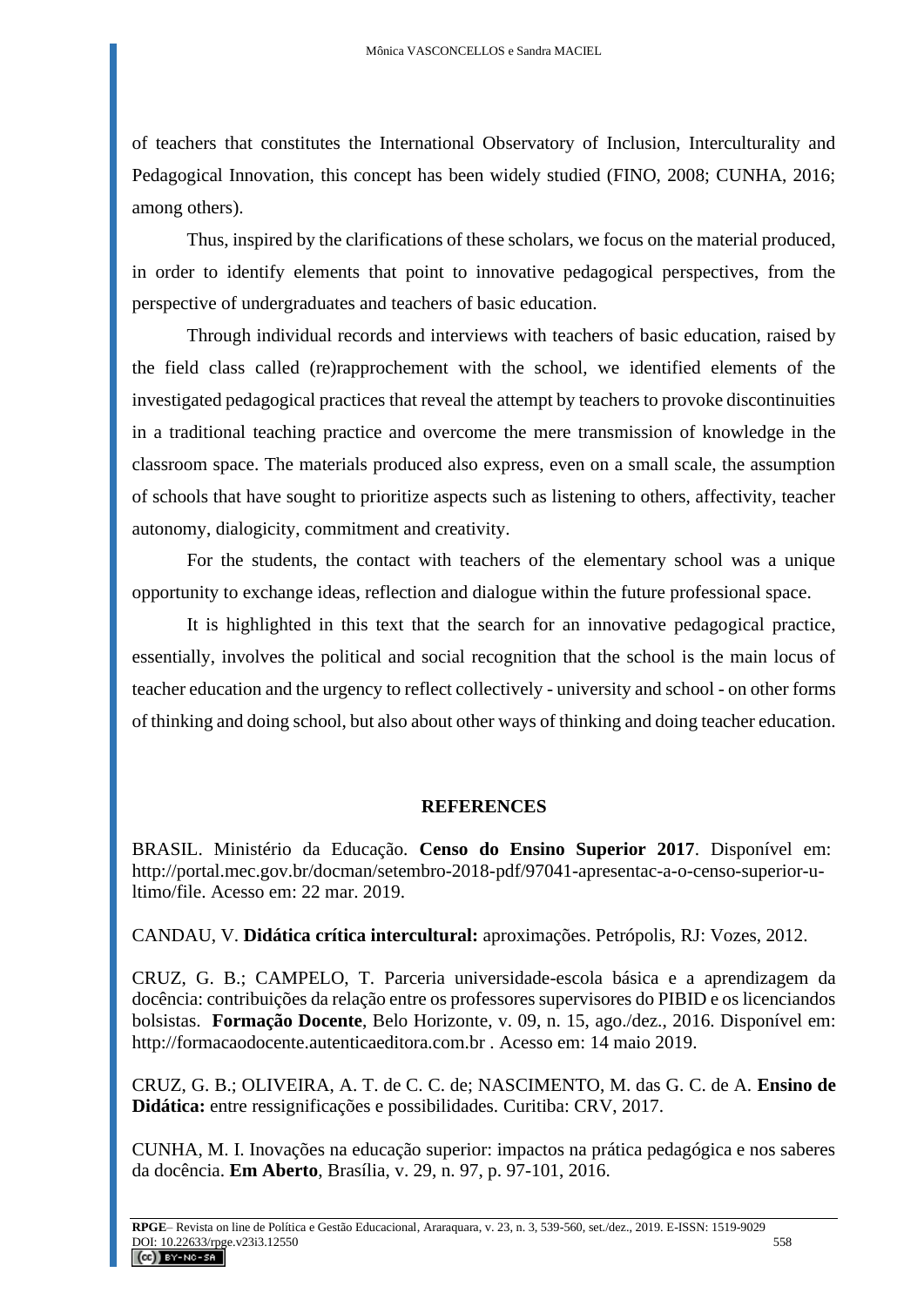of teachers that constitutes the International Observatory of Inclusion, Interculturality and Pedagogical Innovation, this concept has been widely studied (FINO, 2008; CUNHA, 2016; among others).

Thus, inspired by the clarifications of these scholars, we focus on the material produced, in order to identify elements that point to innovative pedagogical perspectives, from the perspective of undergraduates and teachers of basic education.

Through individual records and interviews with teachers of basic education, raised by the field class called (re)rapprochement with the school, we identified elements of the investigated pedagogical practices that reveal the attempt by teachers to provoke discontinuities in a traditional teaching practice and overcome the mere transmission of knowledge in the classroom space. The materials produced also express, even on a small scale, the assumption of schools that have sought to prioritize aspects such as listening to others, affectivity, teacher autonomy, dialogicity, commitment and creativity.

For the students, the contact with teachers of the elementary school was a unique opportunity to exchange ideas, reflection and dialogue within the future professional space.

It is highlighted in this text that the search for an innovative pedagogical practice, essentially, involves the political and social recognition that the school is the main locus of teacher education and the urgency to reflect collectively - university and school - on other forms of thinking and doing school, but also about other ways of thinking and doing teacher education.

## REFERENCES

BRASIL. Ministério da Educação. **Censo do Ensino Superior 2017**. Disponível em: http://portal.mec.gov.br/docman/setembro-2018-pdf/97041-apresentac-a-o-censo-superior-u-ltimo/file. Acesso em: 22 mar. 2019.

CANDAU, V. **Didática crítica intercultural:** aproximações. Petrópolis, RJ: Vozes, 2012.

CRUZ, G. B.; CAMPELO, T. Parceria universidade-escola básica e a aprendizagem da docência: contribuições da relação entre os professores supervisores do PIBID e os licenciandos bolsistas. **Formação Docente**, Belo Horizonte, v. 09, n. 15, ago./dez., 2016. Disponível em: http://formacaodocente.autenticaeditora.com.br . Acesso em: 14 maio 2019.

CRUZ, G. B.; OLIVEIRA, A. T. de C. C. de; NASCIMENTO, M. das G. C. de A. **Ensino de Didática:** entre ressignificações e possibilidades. Curitiba: CRV, 2017.

CUNHA, M. I. Inovações na educação superior: impactos na prática pedagógica e nos saberes da docência. **Em Aberto**, Brasília, v. 29, n. 97, p. 97-101, 2016.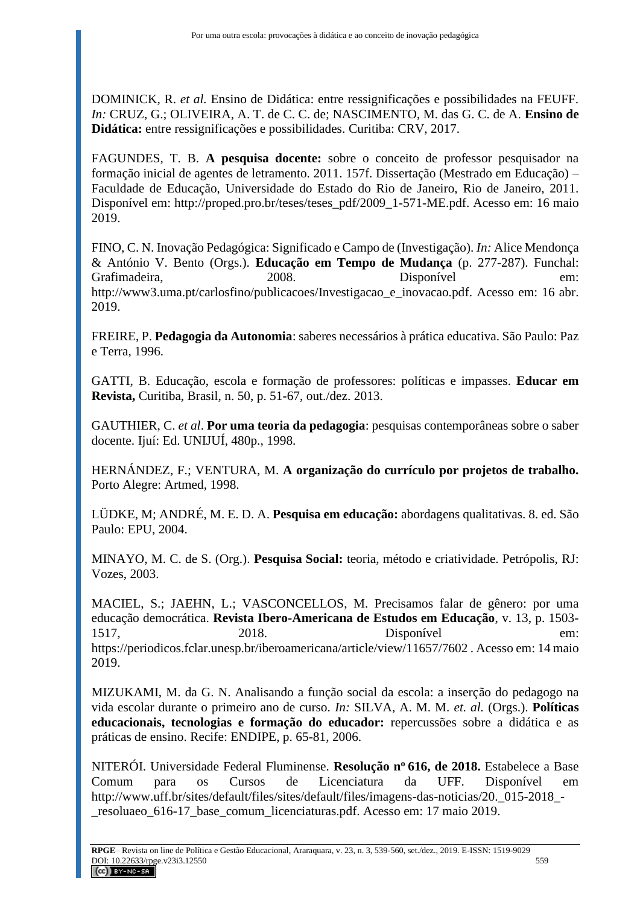DOMINICK, R. *et al.* Ensino de Didática: entre ressignificações e possibilidades na FEUFF. *In:* CRUZ, G.; OLIVEIRA, A. T. de C. C. de; NASCIMENTO, M. das G. C. de A. **Ensino de Didática:** entre ressignificações e possibilidades. Curitiba: CRV, 2017.

FAGUNDES, T. B. **A pesquisa docente:** sobre o conceito de professor pesquisador na formação inicial de agentes de letramento. 2011. 157f. Dissertação (Mestrado em Educação) – Faculdade de Educação, Universidade do Estado do Rio de Janeiro, Rio de Janeiro, 2011. Disponível em: http://proped.pro.br/teses/teses_pdf/2009_1-571-ME.pdf. Acesso em: 16 maio 2019.

FINO, C. N. Inovação Pedagógica: Significado e Campo de (Investigação). *In:* Alice Mendonça & António V. Bento (Orgs.). **Educação em Tempo de Mudança** (p. 277-287). Funchal: Grafimadeira, 2008. Disponível em: http://www3.uma.pt/carlosfino/publicacoes/Investigacao_e_inovacao.pdf. Acesso em: 16 abr. 2019.

FREIRE, P. **Pedagogia da Autonomia**: saberes necessários à prática educativa. São Paulo: Paz e Terra, 1996.

GATTI, B. Educação, escola e formação de professores: políticas e impasses. **Educar em Revista,** Curitiba, Brasil, n. 50, p. 51-67, out./dez. 2013.

GAUTHIER, C. *et al*. **Por uma teoria da pedagogia**: pesquisas contemporâneas sobre o saber docente. Ijuí: Ed. UNIJUÍ, 480p., 1998.

HERNÁNDEZ, F.; VENTURA, M. **A organização do currículo por projetos de trabalho.** Porto Alegre: Artmed, 1998.

LÜDKE, M; ANDRÉ, M. E. D. A. **Pesquisa em educação:** abordagens qualitativas. 8. ed. São Paulo: EPU, 2004.

MINAYO, M. C. de S. (Org.). **Pesquisa Social:** teoria, método e criatividade. Petrópolis, RJ: Vozes, 2003.

MACIEL, S.; JAEHN, L.; VASCONCELLOS, M. Precisamos falar de gênero: por uma educação democrática. **Revista Ibero-Americana de Estudos em Educação**, v. 13, p. 1503-1517, 2018. Disponível em: https://periodicos.fclar.unesp.br/iberoamericana/article/view/11657/7602 . Acesso em: 14 maio 2019.

MIZUKAMI, M. da G. N. Analisando a função social da escola: a inserção do pedagogo na vida escolar durante o primeiro ano de curso. *In:* SILVA, A. M. M. *et. al.* (Orgs.). **Políticas educacionais, tecnologias e formação do educador:** repercussões sobre a didática e as práticas de ensino. Recife: ENDIPE, p. 65-81, 2006.

NITERÓI. Universidade Federal Fluminense. **Resolução nº 616, de 2018.** Estabelece a Base Comum para os Cursos de Licenciatura da UFF. Disponível em http://www.uff.br/sites/default/files/sites/default/files/imagens-das-noticias/20._015-2018_-_resoluaeo_616-17_base_comum_licenciaturas.pdf. Acesso em: 17 maio 2019.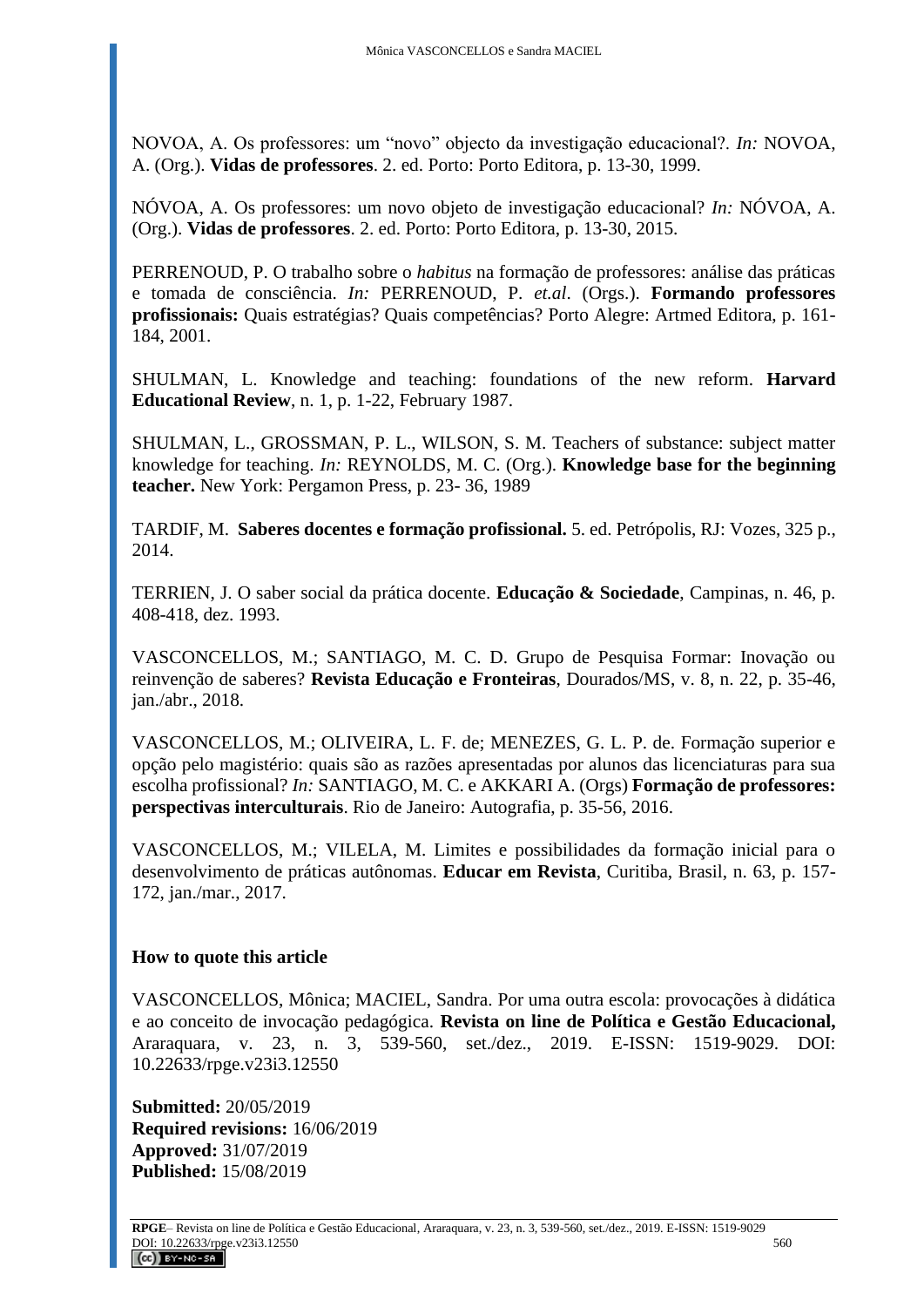NOVOA, A. Os professores: um “novo” objecto da investigação educacional?. *In:* NOVOA, A. (Org.). **Vidas de professores**. 2. ed. Porto: Porto Editora, p. 13-30, 1999.

NÓVOA, A. Os professores: um novo objeto de investigação educacional? *In:* NÓVOA, A. (Org.). **Vidas de professores**. 2. ed. Porto: Porto Editora, p. 13-30, 2015.

PERRENOUD, P. O trabalho sobre o *habitus* na formação de professores: análise das práticas e tomada de consciência. *In:* PERRENOUD, P. *et.al*. (Orgs.). **Formando professores profissionais:** Quais estratégias? Quais competências? Porto Alegre: Artmed Editora, p. 161-184, 2001.

SHULMAN, L. Knowledge and teaching: foundations of the new reform. **Harvard Educational Review**, n. 1, p. 1-22, February 1987.

SHULMAN, L., GROSSMAN, P. L., WILSON, S. M. Teachers of substance: subject matter knowledge for teaching. *In:* REYNOLDS, M. C. (Org.). **Knowledge base for the beginning teacher.** New York: Pergamon Press, p. 23- 36, 1989

TARDIF, M. **Saberes docentes e formação profissional.** 5. ed. Petrópolis, RJ: Vozes, 325 p., 2014.

TERRIEN, J. O saber social da prática docente. **Educação & Sociedade**, Campinas, n. 46, p. 408-418, dez. 1993.

VASCONCELLOS, M.; SANTIAGO, M. C. D. Grupo de Pesquisa Formar: Inovação ou reinvenção de saberes? **Revista Educação e Fronteiras**, Dourados/MS, v. 8, n. 22, p. 35-46, jan./abr., 2018.

VASCONCELLOS, M.; OLIVEIRA, L. F. de; MENEZES, G. L. P. de. Formação superior e opção pelo magistério: quais são as razões apresentadas por alunos das licenciaturas para sua escolha profissional? *In:* SANTIAGO, M. C. e AKKARI A. (Orgs) **Formação de professores: perspectivas interculturais**. Rio de Janeiro: Autografia, p. 35-56, 2016.

VASCONCELLOS, M.; VILELA, M. Limites e possibilidades da formação inicial para o desenvolvimento de práticas autônomas. **Educar em Revista**, Curitiba, Brasil, n. 63, p. 157-172, jan./mar., 2017.

### How to quote this article

VASCONCELLOS, Mônica; MACIEL, Sandra. Por uma outra escola: provocações à didática e ao conceito de invocação pedagógica. **Revista on line de Política e Gestão Educacional,** Araraquara, v. 23, n. 3, 539-560, set./dez., 2019. E-ISSN: 1519-9029. DOI: 10.22633/rpge.v23i3.12550

**Submitted:** 20/05/2019
**Required revisions:** 16/06/2019
**Approved:** 31/07/2019
**Published:** 15/08/2019